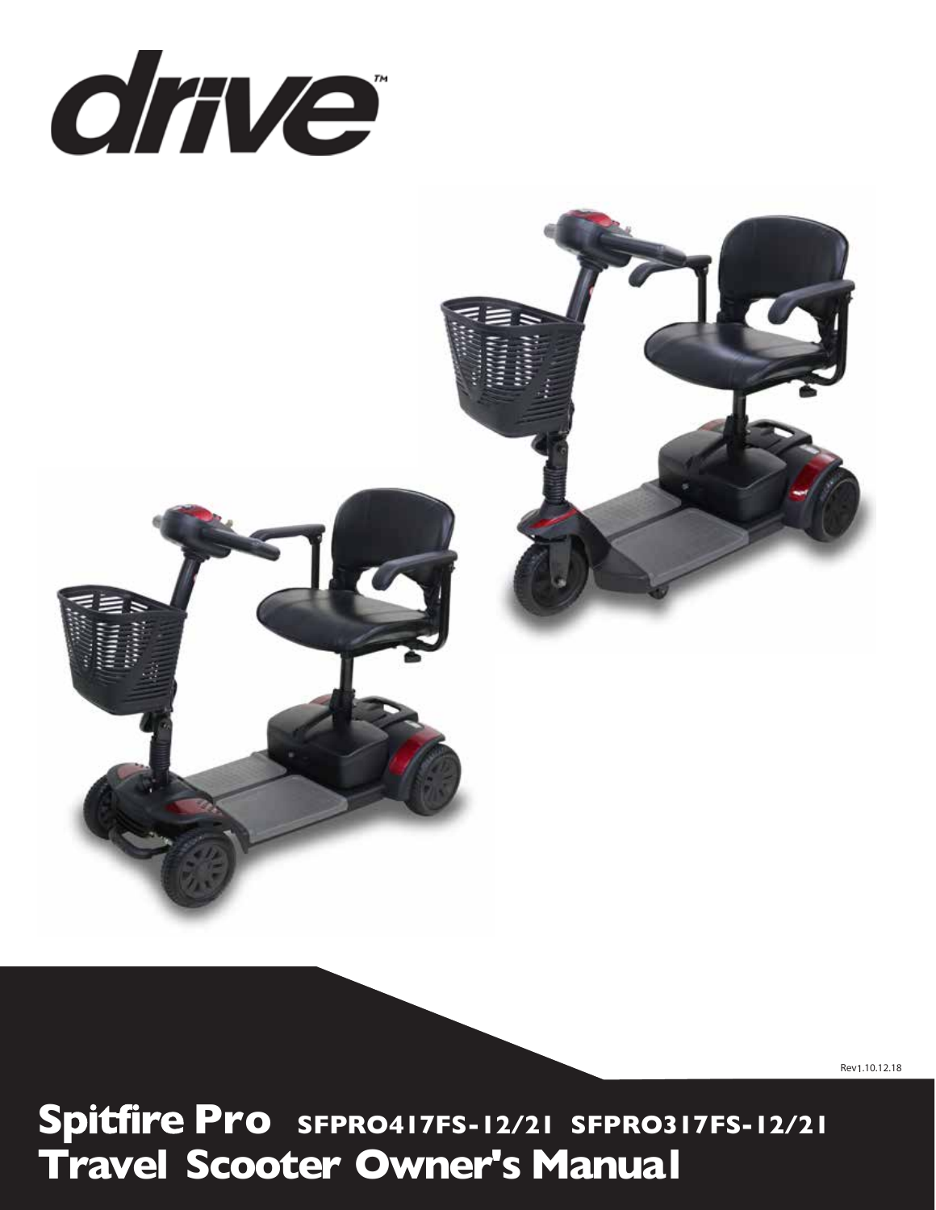drive™

Rev1.10.12.18

# Spitfire Pro SFPRO417FS-12/21 SFPRO317FS-12/21
# Travel Scooter Owner's Manual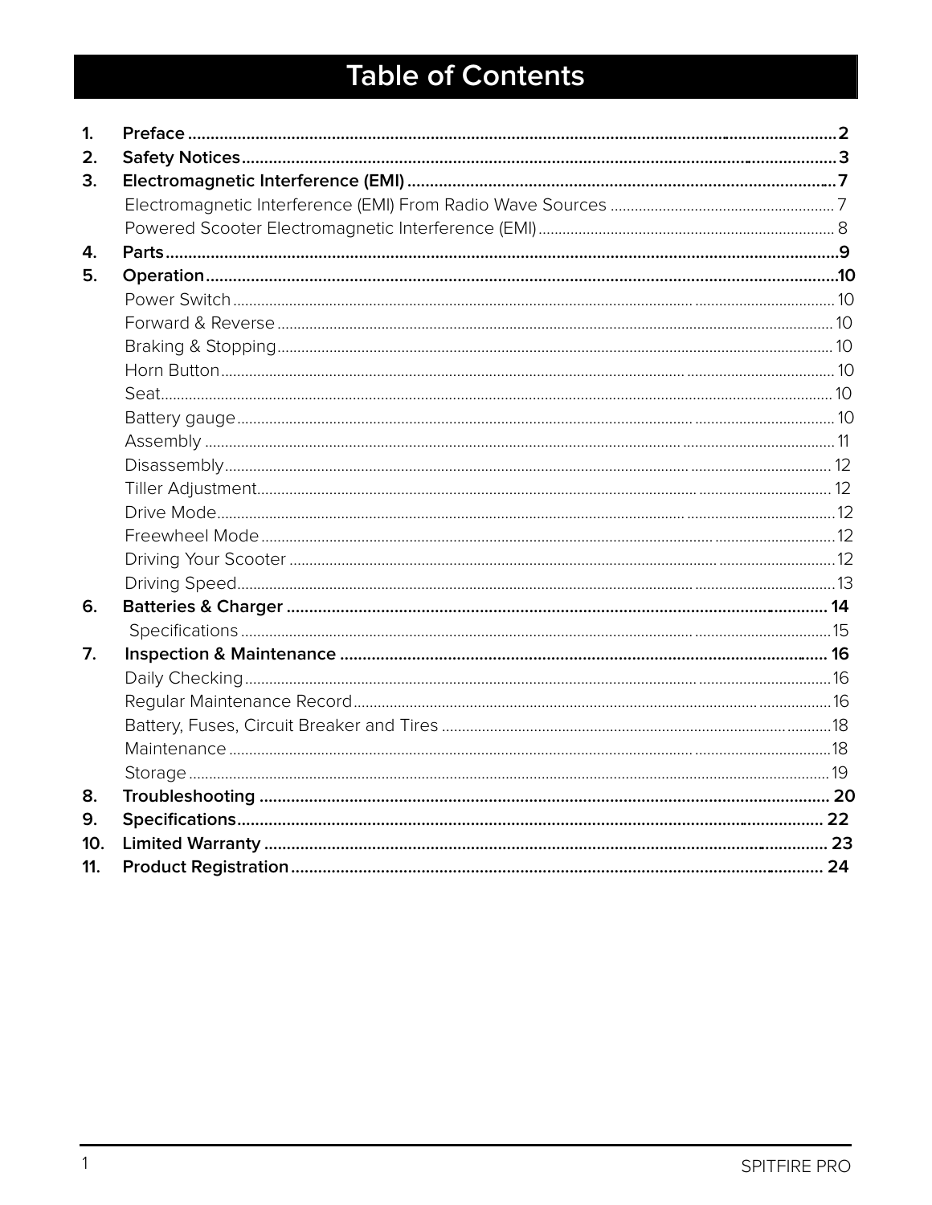# Table of Contents

1. **Preface** ........ 2
2. **Safety Notices** ........ 3
3. **Electromagnetic Interference (EMI)** ........ 7
   - Electromagnetic Interference (EMI) From Radio Wave Sources ........ 7
   - Powered Scooter Electromagnetic Interference (EMI) ........ 8
4. **Parts** ........ 9
5. **Operation** ........ 10
   - Power Switch ........ 10
   - Forward & Reverse ........ 10
   - Braking & Stopping ........ 10
   - Horn Button ........ 10
   - Seat ........ 10
   - Battery gauge ........ 10
   - Assembly ........ 11
   - Disassembly ........ 12
   - Tiller Adjustment ........ 12
   - Drive Mode ........ 12
   - Freewheel Mode ........ 12
   - Driving Your Scooter ........ 12
   - Driving Speed ........ 13
6. **Batteries & Charger** ........ 14
   - Specifications ........ 15
7. **Inspection & Maintenance** ........ 16
   - Daily Checking ........ 16
   - Regular Maintenance Record ........ 16
   - Battery, Fuses, Circuit Breaker and Tires ........ 18
   - Maintenance ........ 18
   - Storage ........ 19
8. **Troubleshooting** ........ 20
9. **Specifications** ........ 22
10. **Limited Warranty** ........ 23
11. **Product Registration** ........ 24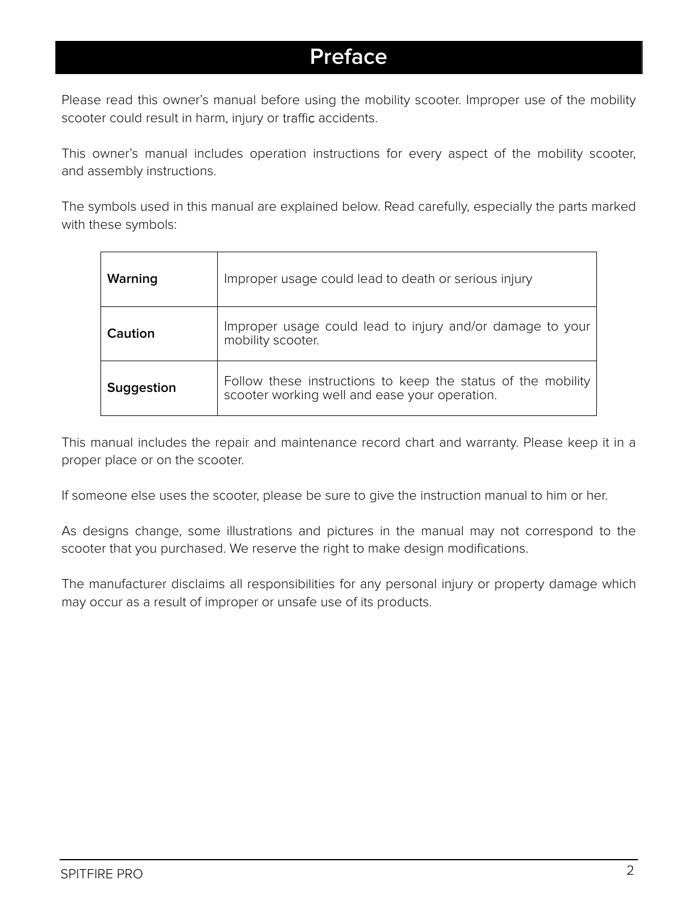# Preface

Please read this owner's manual before using the mobility scooter. Improper use of the mobility scooter could result in harm, injury or traffic accidents.

This owner's manual includes operation instructions for every aspect of the mobility scooter, and assembly instructions.

The symbols used in this manual are explained below. Read carefully, especially the parts marked with these symbols:

| | |
|---|---|
| **Warning** | Improper usage could lead to death or serious injury |
| **Caution** | Improper usage could lead to injury and/or damage to your mobility scooter. |
| **Suggestion** | Follow these instructions to keep the status of the mobility scooter working well and ease your operation. |

This manual includes the repair and maintenance record chart and warranty. Please keep it in a proper place or on the scooter.

If someone else uses the scooter, please be sure to give the instruction manual to him or her.

As designs change, some illustrations and pictures in the manual may not correspond to the scooter that you purchased. We reserve the right to make design modifications.

The manufacturer disclaims all responsibilities for any personal injury or property damage which may occur as a result of improper or unsafe use of its products.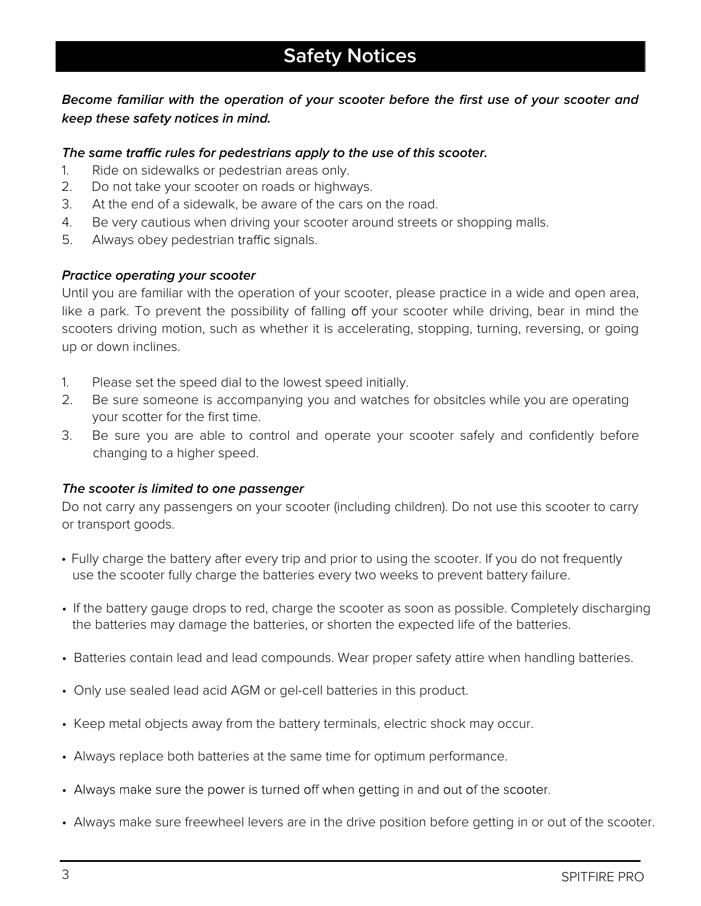# Safety Notices

***Become familiar with the operation of your scooter before the first use of your scooter and keep these safety notices in mind.***

***The same traffic rules for pedestrians apply to the use of this scooter.***

1. Ride on sidewalks or pedestrian areas only.
2. Do not take your scooter on roads or highways.
3. At the end of a sidewalk, be aware of the cars on the road.
4. Be very cautious when driving your scooter around streets or shopping malls.
5. Always obey pedestrian traffic signals.

***Practice operating your scooter***

Until you are familiar with the operation of your scooter, please practice in a wide and open area, like a park. To prevent the possibility of falling off your scooter while driving, bear in mind the scooters driving motion, such as whether it is accelerating, stopping, turning, reversing, or going up or down inclines.

1. Please set the speed dial to the lowest speed initially.
2. Be sure someone is accompanying you and watches for obsitcles while you are operating your scotter for the first time.
3. Be sure you are able to control and operate your scooter safely and confidently before changing to a higher speed.

***The scooter is limited to one passenger***

Do not carry any passengers on your scooter (including children). Do not use this scooter to carry or transport goods.

- Fully charge the battery after every trip and prior to using the scooter. If you do not frequently use the scooter fully charge the batteries every two weeks to prevent battery failure.
- If the battery gauge drops to red, charge the scooter as soon as possible. Completely discharging the batteries may damage the batteries, or shorten the expected life of the batteries.
- Batteries contain lead and lead compounds. Wear proper safety attire when handling batteries.
- Only use sealed lead acid AGM or gel-cell batteries in this product.
- Keep metal objects away from the battery terminals, electric shock may occur.
- Always replace both batteries at the same time for optimum performance.
- Always make sure the power is turned off when getting in and out of the scooter.
- Always make sure freewheel levers are in the drive position before getting in or out of the scooter.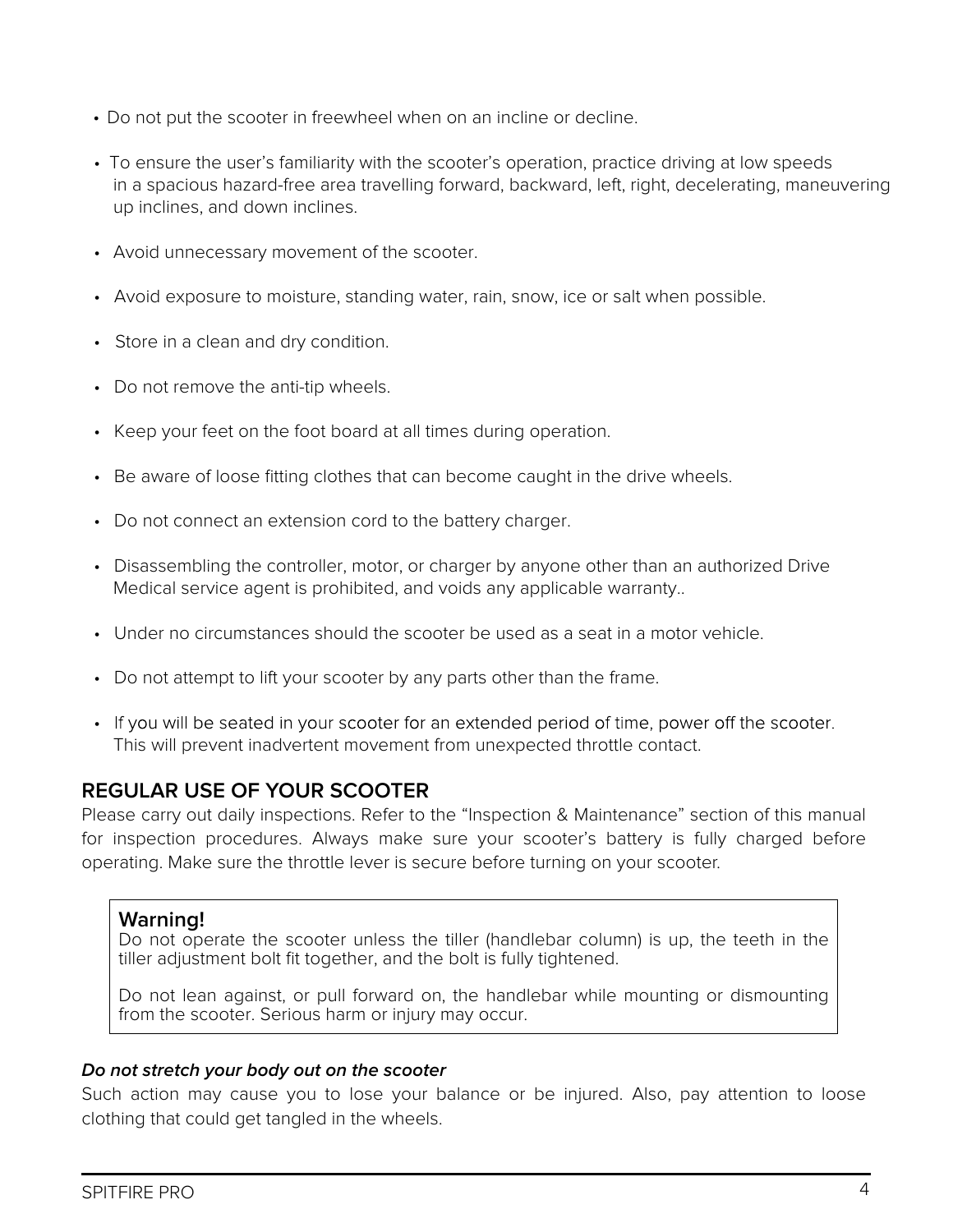- Do not put the scooter in freewheel when on an incline or decline.
- To ensure the user's familiarity with the scooter's operation, practice driving at low speeds in a spacious hazard-free area travelling forward, backward, left, right, decelerating, maneuvering up inclines, and down inclines.
- Avoid unnecessary movement of the scooter.
- Avoid exposure to moisture, standing water, rain, snow, ice or salt when possible.
- Store in a clean and dry condition.
- Do not remove the anti-tip wheels.
- Keep your feet on the foot board at all times during operation.
- Be aware of loose fitting clothes that can become caught in the drive wheels.
- Do not connect an extension cord to the battery charger.
- Disassembling the controller, motor, or charger by anyone other than an authorized Drive Medical service agent is prohibited, and voids any applicable warranty..
- Under no circumstances should the scooter be used as a seat in a motor vehicle.
- Do not attempt to lift your scooter by any parts other than the frame.
- If you will be seated in your scooter for an extended period of time, power off the scooter. This will prevent inadvertent movement from unexpected throttle contact.

## REGULAR USE OF YOUR SCOOTER

Please carry out daily inspections. Refer to the "Inspection & Maintenance" section of this manual for inspection procedures. Always make sure your scooter's battery is fully charged before operating. Make sure the throttle lever is secure before turning on your scooter.

> **Warning!**
> Do not operate the scooter unless the tiller (handlebar column) is up, the teeth in the tiller adjustment bolt fit together, and the bolt is fully tightened.
>
> Do not lean against, or pull forward on, the handlebar while mounting or dismounting from the scooter. Serious harm or injury may occur.

***Do not stretch your body out on the scooter***

Such action may cause you to lose your balance or be injured. Also, pay attention to loose clothing that could get tangled in the wheels.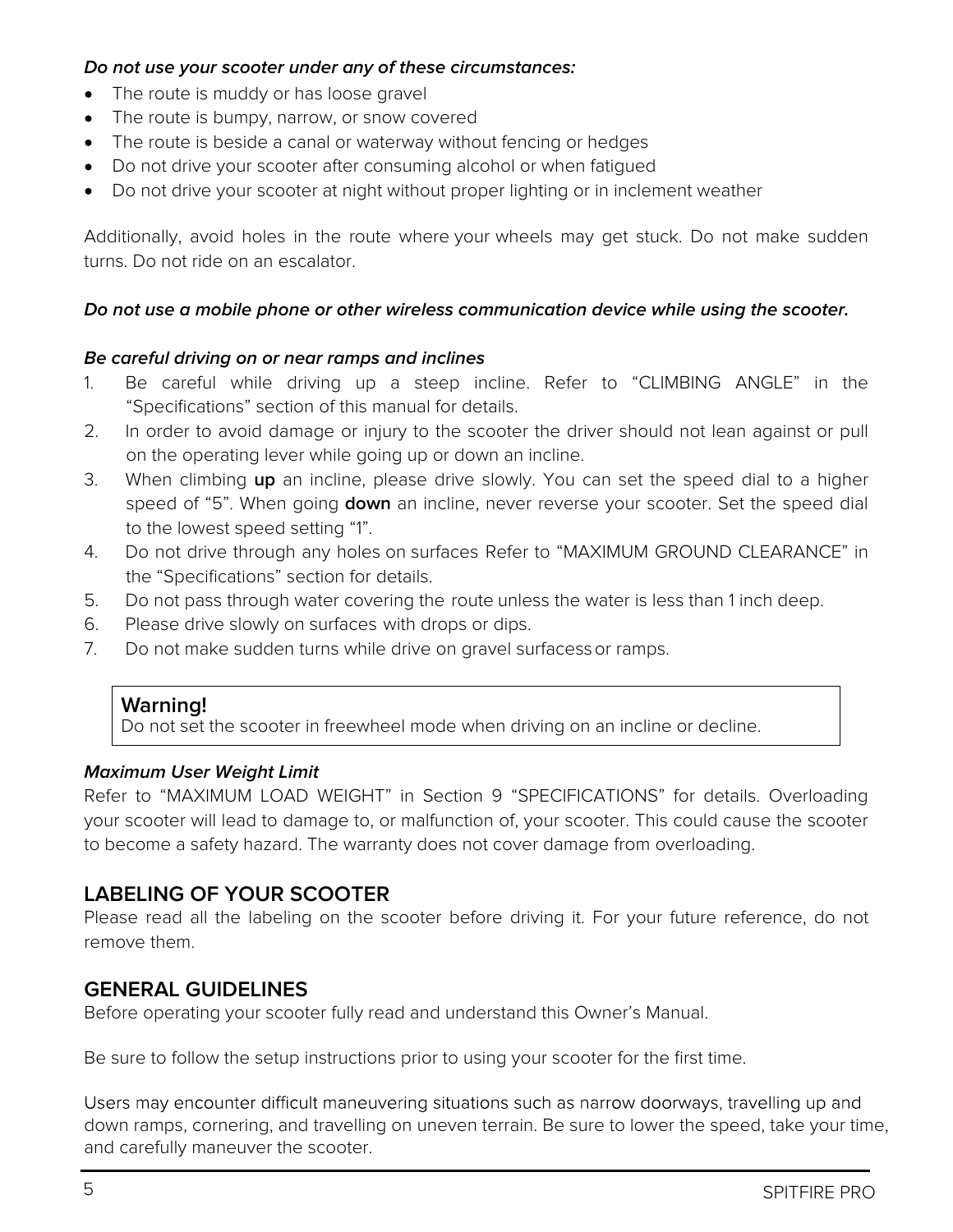***Do not use your scooter under any of these circumstances:***

- The route is muddy or has loose gravel
- The route is bumpy, narrow, or snow covered
- The route is beside a canal or waterway without fencing or hedges
- Do not drive your scooter after consuming alcohol or when fatigued
- Do not drive your scooter at night without proper lighting or in inclement weather

Additionally, avoid holes in the route where your wheels may get stuck. Do not make sudden turns. Do not ride on an escalator.

***Do not use a mobile phone or other wireless communication device while using the scooter.***

***Be careful driving on or near ramps and inclines***

1. Be careful while driving up a steep incline. Refer to "CLIMBING ANGLE" in the "Specifications" section of this manual for details.
2. In order to avoid damage or injury to the scooter the driver should not lean against or pull on the operating lever while going up or down an incline.
3. When climbing **up** an incline, please drive slowly. You can set the speed dial to a higher speed of "5". When going **down** an incline, never reverse your scooter. Set the speed dial to the lowest speed setting "1".
4. Do not drive through any holes on surfaces Refer to "MAXIMUM GROUND CLEARANCE" in the "Specifications" section for details.
5. Do not pass through water covering the route unless the water is less than 1 inch deep.
6. Please drive slowly on surfaces with drops or dips.
7. Do not make sudden turns while drive on gravel surfacess or ramps.

> **Warning!**
> Do not set the scooter in freewheel mode when driving on an incline or decline.

***Maximum User Weight Limit***

Refer to "MAXIMUM LOAD WEIGHT" in Section 9 "SPECIFICATIONS" for details. Overloading your scooter will lead to damage to, or malfunction of, your scooter. This could cause the scooter to become a safety hazard. The warranty does not cover damage from overloading.

## LABELING OF YOUR SCOOTER

Please read all the labeling on the scooter before driving it. For your future reference, do not remove them.

## GENERAL GUIDELINES

Before operating your scooter fully read and understand this Owner's Manual.

Be sure to follow the setup instructions prior to using your scooter for the first time.

Users may encounter difficult maneuvering situations such as narrow doorways, travelling up and down ramps, cornering, and travelling on uneven terrain. Be sure to lower the speed, take your time, and carefully maneuver the scooter.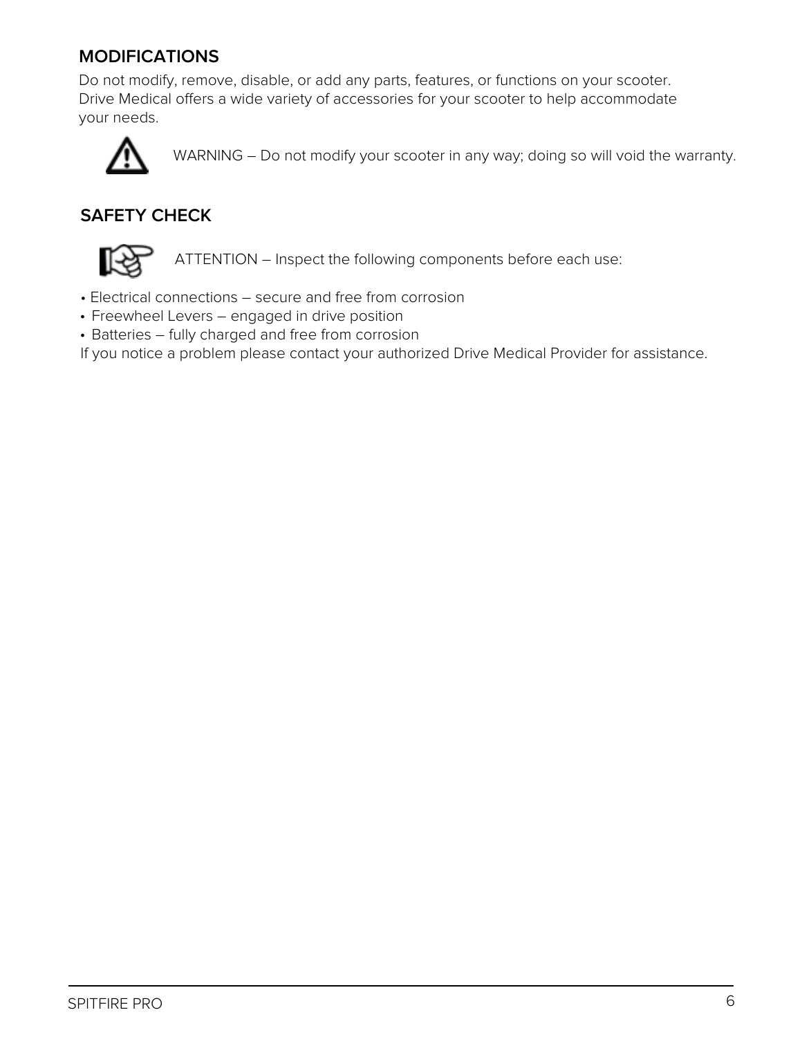## MODIFICATIONS

Do not modify, remove, disable, or add any parts, features, or functions on your scooter. Drive Medical offers a wide variety of accessories for your scooter to help accommodate your needs.

WARNING – Do not modify your scooter in any way; doing so will void the warranty.

## SAFETY CHECK

ATTENTION – Inspect the following components before each use:

- Electrical connections – secure and free from corrosion
- Freewheel Levers – engaged in drive position
- Batteries – fully charged and free from corrosion

If you notice a problem please contact your authorized Drive Medical Provider for assistance.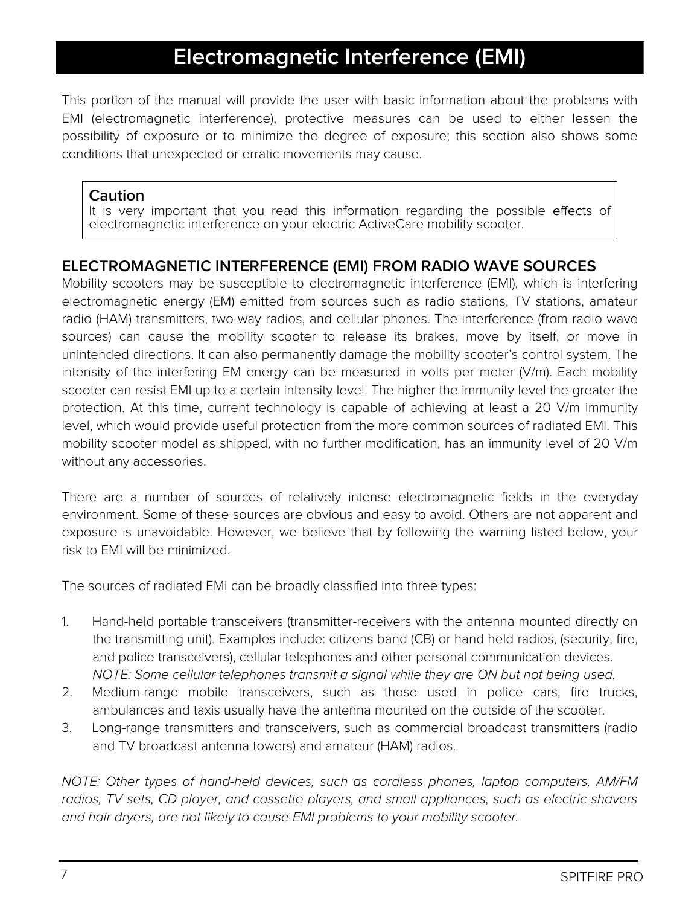# Electromagnetic Interference (EMI)

This portion of the manual will provide the user with basic information about the problems with EMI (electromagnetic interference), protective measures can be used to either lessen the possibility of exposure or to minimize the degree of exposure; this section also shows some conditions that unexpected or erratic movements may cause.

> **Caution**
> It is very important that you read this information regarding the possible effects of electromagnetic interference on your electric ActiveCare mobility scooter.

## ELECTROMAGNETIC INTERFERENCE (EMI) FROM RADIO WAVE SOURCES

Mobility scooters may be susceptible to electromagnetic interference (EMI), which is interfering electromagnetic energy (EM) emitted from sources such as radio stations, TV stations, amateur radio (HAM) transmitters, two-way radios, and cellular phones. The interference (from radio wave sources) can cause the mobility scooter to release its brakes, move by itself, or move in unintended directions. It can also permanently damage the mobility scooter's control system. The intensity of the interfering EM energy can be measured in volts per meter (V/m). Each mobility scooter can resist EMI up to a certain intensity level. The higher the immunity level the greater the protection. At this time, current technology is capable of achieving at least a 20 V/m immunity level, which would provide useful protection from the more common sources of radiated EMI. This mobility scooter model as shipped, with no further modification, has an immunity level of 20 V/m without any accessories.

There are a number of sources of relatively intense electromagnetic fields in the everyday environment. Some of these sources are obvious and easy to avoid. Others are not apparent and exposure is unavoidable. However, we believe that by following the warning listed below, your risk to EMI will be minimized.

The sources of radiated EMI can be broadly classified into three types:

1. Hand-held portable transceivers (transmitter-receivers with the antenna mounted directly on the transmitting unit). Examples include: citizens band (CB) or hand held radios, (security, fire, and police transceivers), cellular telephones and other personal communication devices. *NOTE: Some cellular telephones transmit a signal while they are ON but not being used.*
2. Medium-range mobile transceivers, such as those used in police cars, fire trucks, ambulances and taxis usually have the antenna mounted on the outside of the scooter.
3. Long-range transmitters and transceivers, such as commercial broadcast transmitters (radio and TV broadcast antenna towers) and amateur (HAM) radios.

*NOTE: Other types of hand-held devices, such as cordless phones, laptop computers, AM/FM radios, TV sets, CD player, and cassette players, and small appliances, such as electric shavers and hair dryers, are not likely to cause EMI problems to your mobility scooter.*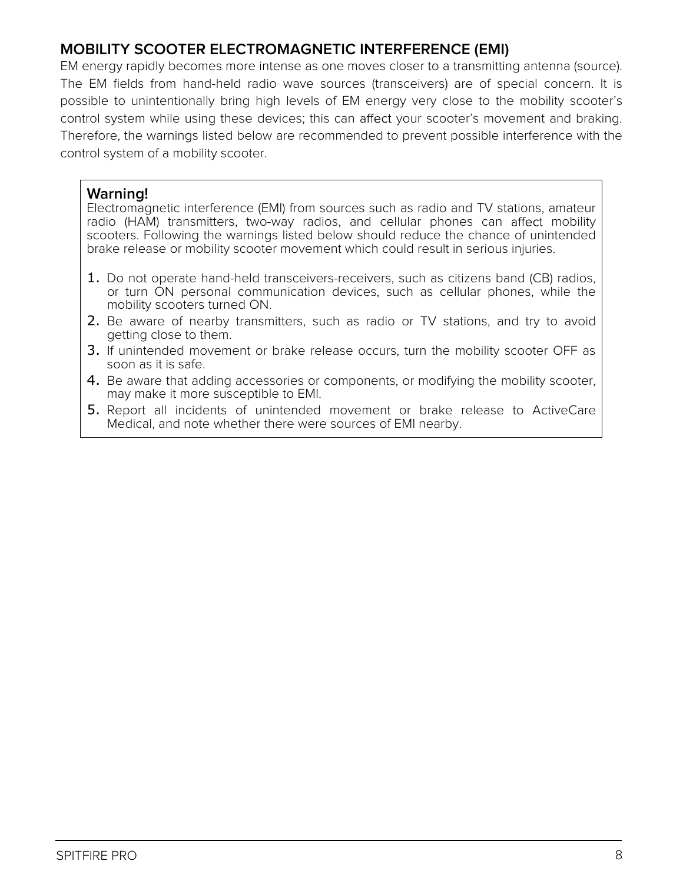## MOBILITY SCOOTER ELECTROMAGNETIC INTERFERENCE (EMI)

EM energy rapidly becomes more intense as one moves closer to a transmitting antenna (source). The EM fields from hand-held radio wave sources (transceivers) are of special concern. It is possible to unintentionally bring high levels of EM energy very close to the mobility scooter's control system while using these devices; this can affect your scooter's movement and braking. Therefore, the warnings listed below are recommended to prevent possible interference with the control system of a mobility scooter.

**Warning!**

Electromagnetic interference (EMI) from sources such as radio and TV stations, amateur radio (HAM) transmitters, two-way radios, and cellular phones can affect mobility scooters. Following the warnings listed below should reduce the chance of unintended brake release or mobility scooter movement which could result in serious injuries.

1. Do not operate hand-held transceivers-receivers, such as citizens band (CB) radios, or turn ON personal communication devices, such as cellular phones, while the mobility scooters turned ON.
2. Be aware of nearby transmitters, such as radio or TV stations, and try to avoid getting close to them.
3. If unintended movement or brake release occurs, turn the mobility scooter OFF as soon as it is safe.
4. Be aware that adding accessories or components, or modifying the mobility scooter, may make it more susceptible to EMI.
5. Report all incidents of unintended movement or brake release to ActiveCare Medical, and note whether there were sources of EMI nearby.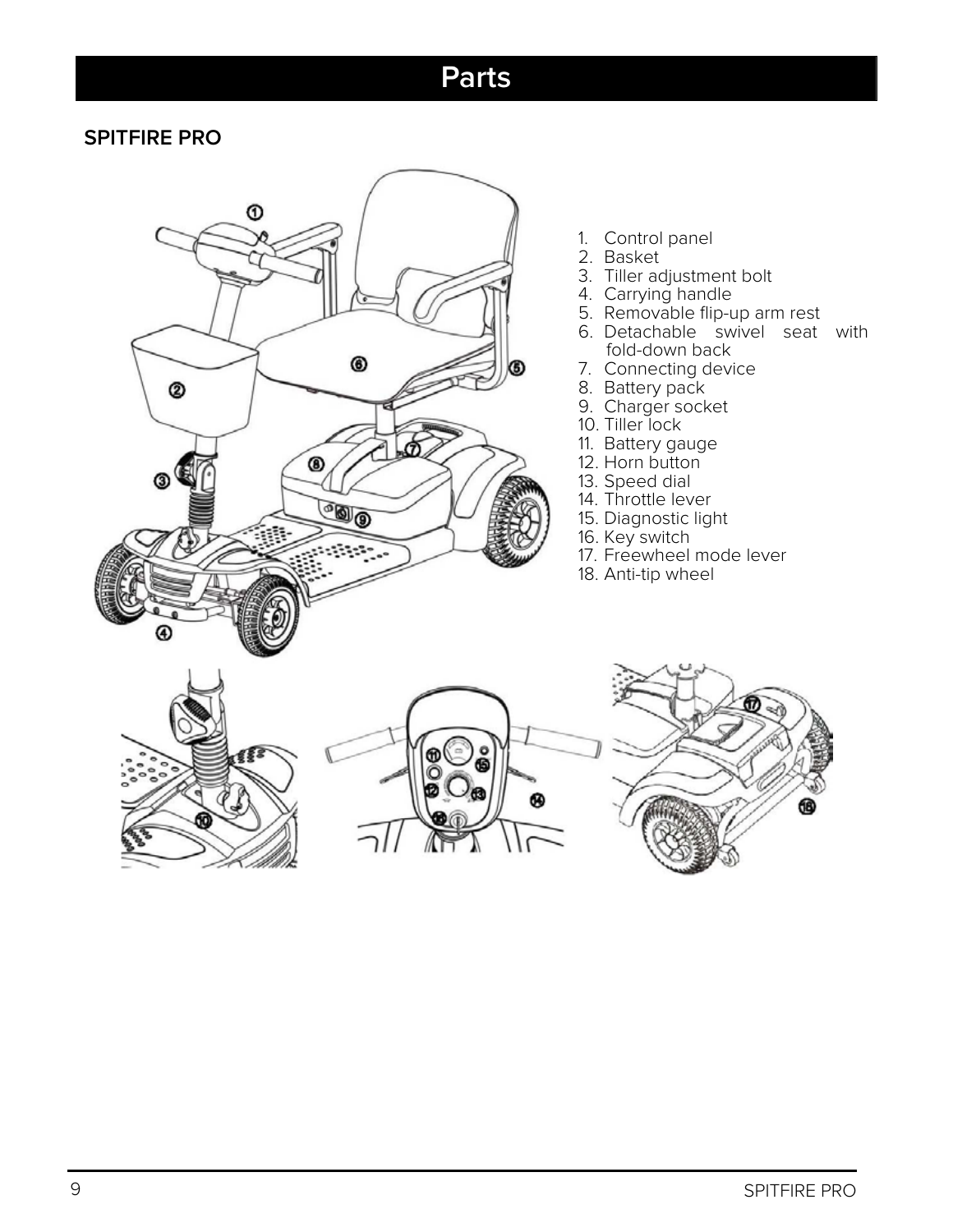# Parts

## SPITFIRE PRO

1. Control panel
2. Basket
3. Tiller adjustment bolt
4. Carrying handle
5. Removable flip-up arm rest
6. Detachable swivel seat with fold-down back
7. Connecting device
8. Battery pack
9. Charger socket
10. Tiller lock
11. Battery gauge
12. Horn button
13. Speed dial
14. Throttle lever
15. Diagnostic light
16. Key switch
17. Freewheel mode lever
18. Anti-tip wheel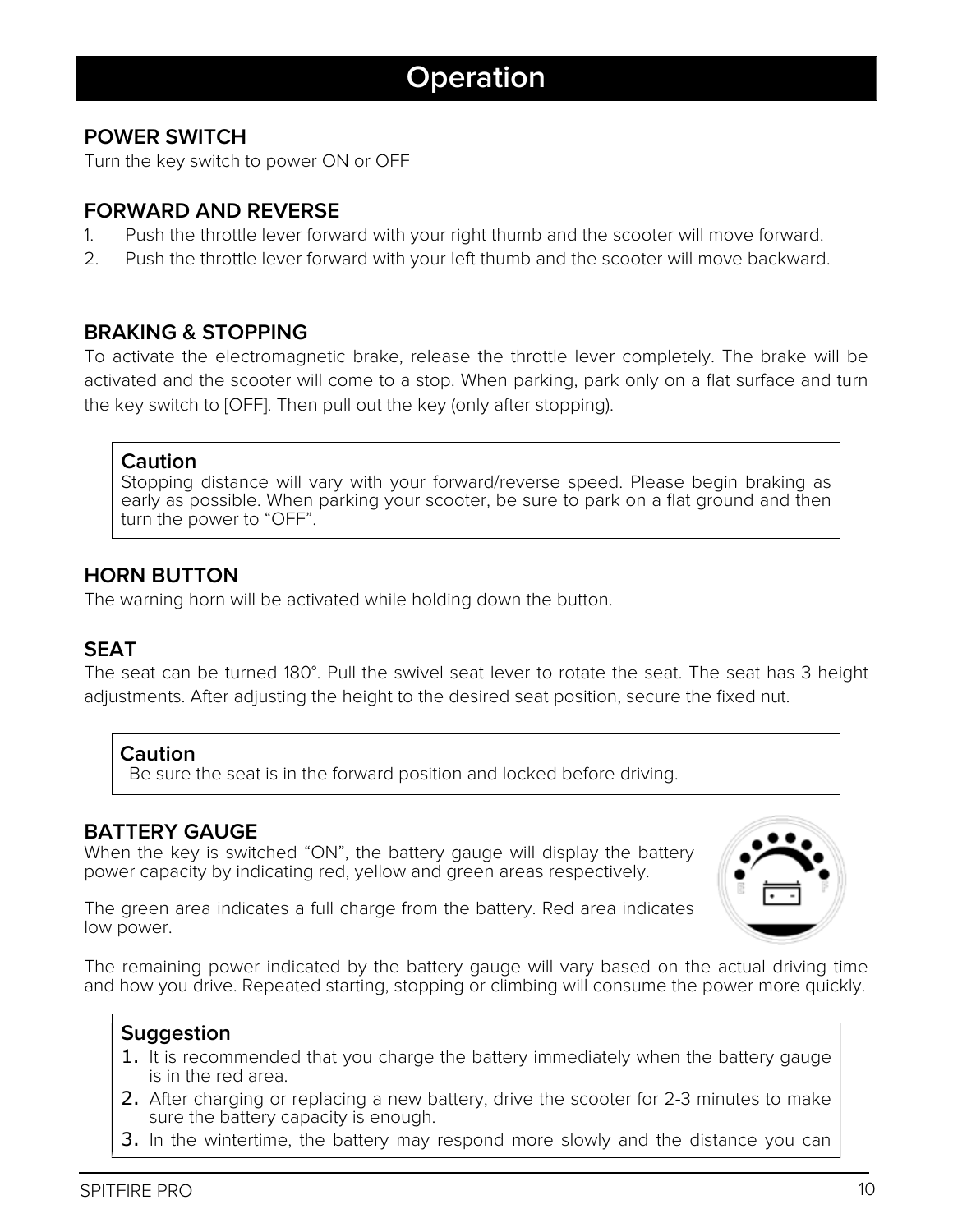# Operation

## POWER SWITCH

Turn the key switch to power ON or OFF

## FORWARD AND REVERSE

1. Push the throttle lever forward with your right thumb and the scooter will move forward.
2. Push the throttle lever forward with your left thumb and the scooter will move backward.

## BRAKING & STOPPING

To activate the electromagnetic brake, release the throttle lever completely. The brake will be activated and the scooter will come to a stop. When parking, park only on a flat surface and turn the key switch to [OFF]. Then pull out the key (only after stopping).

> **Caution**
> Stopping distance will vary with your forward/reverse speed. Please begin braking as early as possible. When parking your scooter, be sure to park on a flat ground and then turn the power to "OFF".

## HORN BUTTON

The warning horn will be activated while holding down the button.

## SEAT

The seat can be turned 180°. Pull the swivel seat lever to rotate the seat. The seat has 3 height adjustments. After adjusting the height to the desired seat position, secure the fixed nut.

> **Caution**
> Be sure the seat is in the forward position and locked before driving.

## BATTERY GAUGE

When the key is switched "ON", the battery gauge will display the battery power capacity by indicating red, yellow and green areas respectively.

The green area indicates a full charge from the battery. Red area indicates low power.

The remaining power indicated by the battery gauge will vary based on the actual driving time and how you drive. Repeated starting, stopping or climbing will consume the power more quickly.

> **Suggestion**
> 1. It is recommended that you charge the battery immediately when the battery gauge is in the red area.
> 2. After charging or replacing a new battery, drive the scooter for 2-3 minutes to make sure the battery capacity is enough.
> 3. In the wintertime, the battery may respond more slowly and the distance you can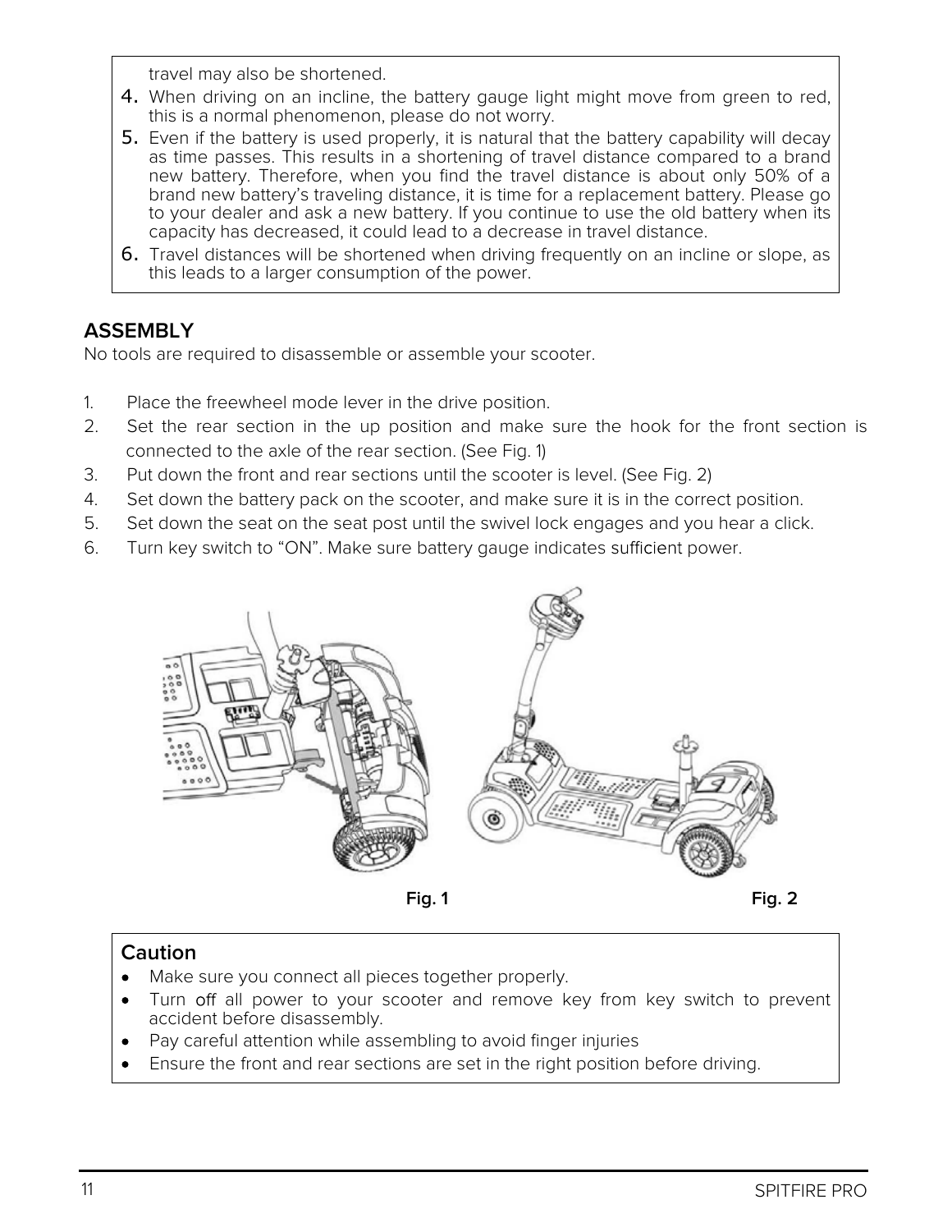travel may also be shortened.

4. When driving on an incline, the battery gauge light might move from green to red, this is a normal phenomenon, please do not worry.
5. Even if the battery is used properly, it is natural that the battery capability will decay as time passes. This results in a shortening of travel distance compared to a brand new battery. Therefore, when you find the travel distance is about only 50% of a brand new battery's traveling distance, it is time for a replacement battery. Please go to your dealer and ask a new battery. If you continue to use the old battery when its capacity has decreased, it could lead to a decrease in travel distance.
6. Travel distances will be shortened when driving frequently on an incline or slope, as this leads to a larger consumption of the power.

## ASSEMBLY

No tools are required to disassemble or assemble your scooter.

1. Place the freewheel mode lever in the drive position.
2. Set the rear section in the up position and make sure the hook for the front section is connected to the axle of the rear section. (See Fig. 1)
3. Put down the front and rear sections until the scooter is level. (See Fig. 2)
4. Set down the battery pack on the scooter, and make sure it is in the correct position.
5. Set down the seat on the seat post until the swivel lock engages and you hear a click.
6. Turn key switch to "ON". Make sure battery gauge indicates sufficient power.

**Fig. 1** **Fig. 2**

### Caution

- Make sure you connect all pieces together properly.
- Turn off all power to your scooter and remove key from key switch to prevent accident before disassembly.
- Pay careful attention while assembling to avoid finger injuries
- Ensure the front and rear sections are set in the right position before driving.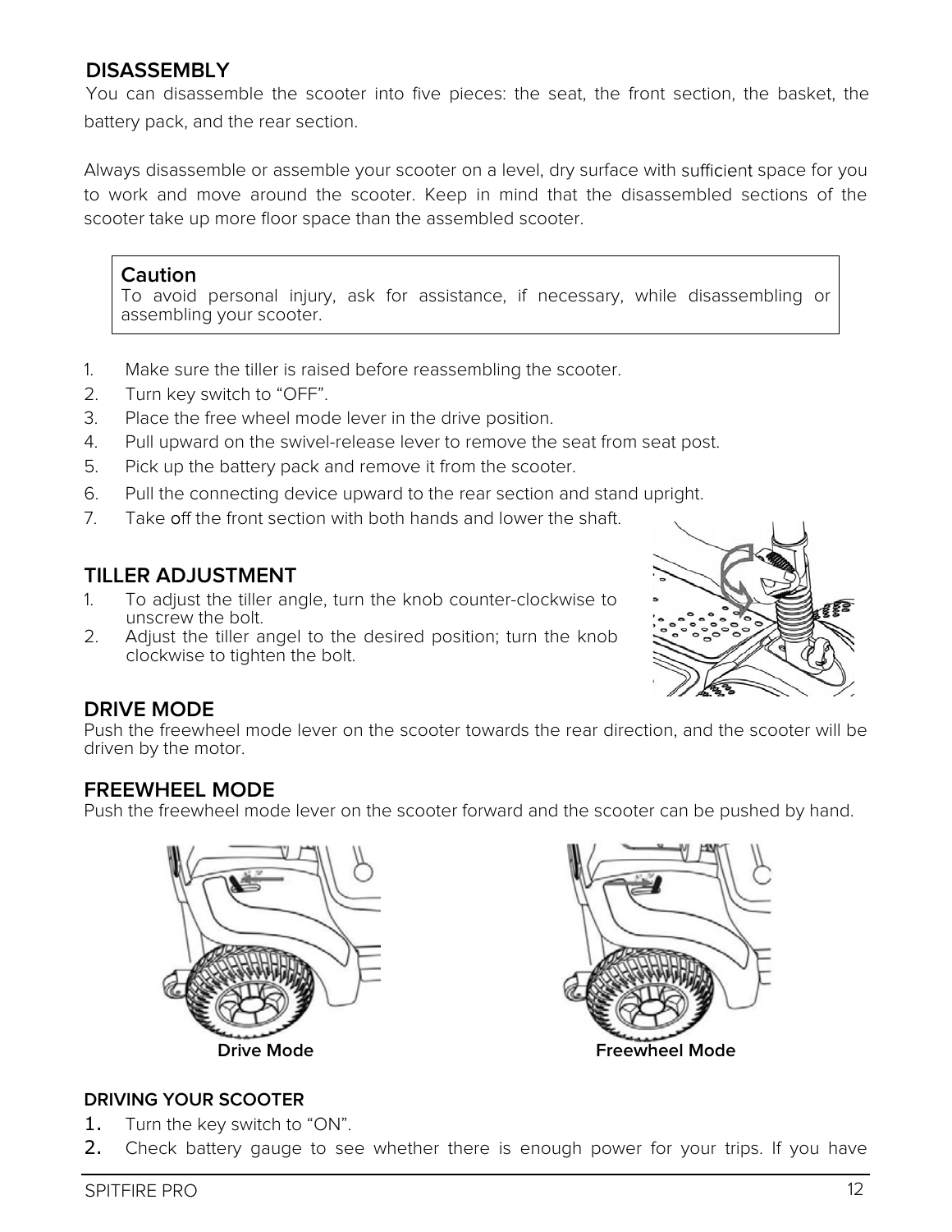## DISASSEMBLY

You can disassemble the scooter into five pieces: the seat, the front section, the basket, the battery pack, and the rear section.

Always disassemble or assemble your scooter on a level, dry surface with sufficient space for you to work and move around the scooter. Keep in mind that the disassembled sections of the scooter take up more floor space than the assembled scooter.

> **Caution**
> To avoid personal injury, ask for assistance, if necessary, while disassembling or assembling your scooter.

1. Make sure the tiller is raised before reassembling the scooter.
2. Turn key switch to “OFF”.
3. Place the free wheel mode lever in the drive position.
4. Pull upward on the swivel-release lever to remove the seat from seat post.
5. Pick up the battery pack and remove it from the scooter.
6. Pull the connecting device upward to the rear section and stand upright.
7. Take off the front section with both hands and lower the shaft.

## TILLER ADJUSTMENT

1. To adjust the tiller angle, turn the knob counter-clockwise to unscrew the bolt.
2. Adjust the tiller angel to the desired position; turn the knob clockwise to tighten the bolt.

## DRIVE MODE

Push the freewheel mode lever on the scooter towards the rear direction, and the scooter will be driven by the motor.

## FREEWHEEL MODE

Push the freewheel mode lever on the scooter forward and the scooter can be pushed by hand.

**Drive Mode** **Freewheel Mode**

### DRIVING YOUR SCOOTER

1. Turn the key switch to “ON”.
2. Check battery gauge to see whether there is enough power for your trips. If you have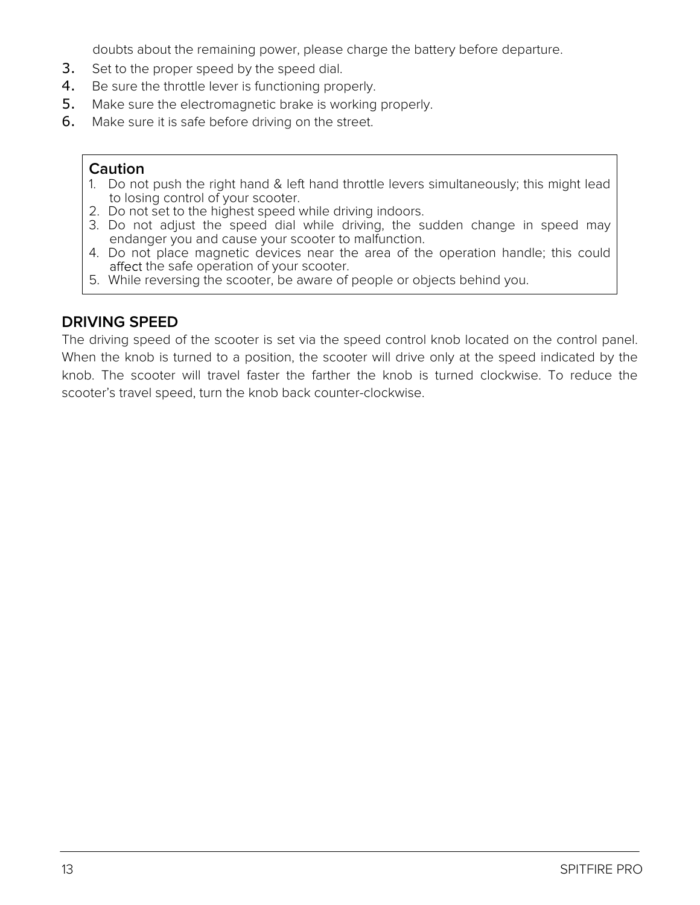doubts about the remaining power, please charge the battery before departure.

3. Set to the proper speed by the speed dial.
4. Be sure the throttle lever is functioning properly.
5. Make sure the electromagnetic brake is working properly.
6. Make sure it is safe before driving on the street.

**Caution**

1. Do not push the right hand & left hand throttle levers simultaneously; this might lead to losing control of your scooter.
2. Do not set to the highest speed while driving indoors.
3. Do not adjust the speed dial while driving, the sudden change in speed may endanger you and cause your scooter to malfunction.
4. Do not place magnetic devices near the area of the operation handle; this could affect the safe operation of your scooter.
5. While reversing the scooter, be aware of people or objects behind you.

## DRIVING SPEED

The driving speed of the scooter is set via the speed control knob located on the control panel. When the knob is turned to a position, the scooter will drive only at the speed indicated by the knob. The scooter will travel faster the farther the knob is turned clockwise. To reduce the scooter's travel speed, turn the knob back counter-clockwise.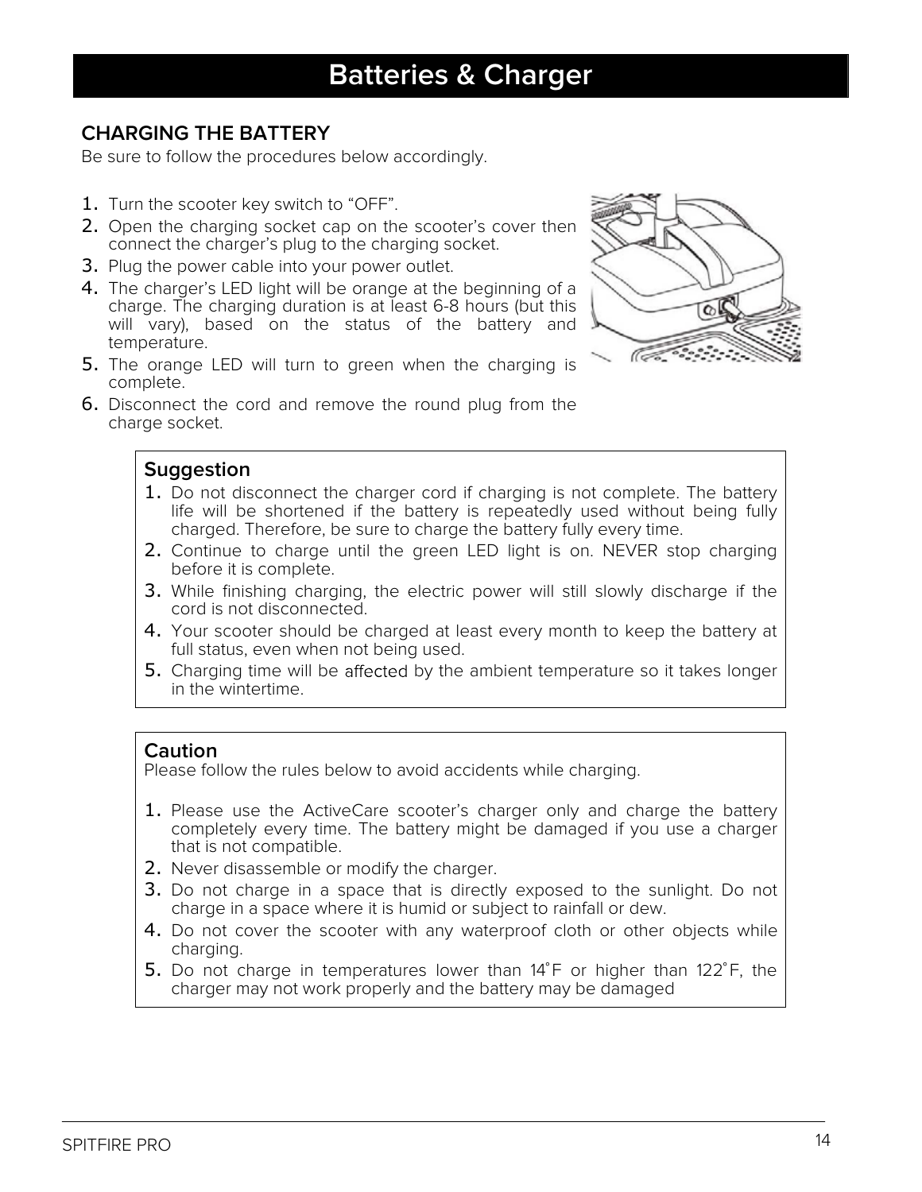# Batteries & Charger

## CHARGING THE BATTERY

Be sure to follow the procedures below accordingly.

1. Turn the scooter key switch to “OFF”.
2. Open the charging socket cap on the scooter’s cover then connect the charger’s plug to the charging socket.
3. Plug the power cable into your power outlet.
4. The charger’s LED light will be orange at the beginning of a charge. The charging duration is at least 6-8 hours (but this will vary), based on the status of the battery and temperature.
5. The orange LED will turn to green when the charging is complete.
6. Disconnect the cord and remove the round plug from the charge socket.

### Suggestion

1. Do not disconnect the charger cord if charging is not complete. The battery life will be shortened if the battery is repeatedly used without being fully charged. Therefore, be sure to charge the battery fully every time.
2. Continue to charge until the green LED light is on. NEVER stop charging before it is complete.
3. While finishing charging, the electric power will still slowly discharge if the cord is not disconnected.
4. Your scooter should be charged at least every month to keep the battery at full status, even when not being used.
5. Charging time will be affected by the ambient temperature so it takes longer in the wintertime.

### Caution

Please follow the rules below to avoid accidents while charging.

1. Please use the ActiveCare scooter’s charger only and charge the battery completely every time. The battery might be damaged if you use a charger that is not compatible.
2. Never disassemble or modify the charger.
3. Do not charge in a space that is directly exposed to the sunlight. Do not charge in a space where it is humid or subject to rainfall or dew.
4. Do not cover the scooter with any waterproof cloth or other objects while charging.
5. Do not charge in temperatures lower than 14˚F or higher than 122˚F, the charger may not work properly and the battery may be damaged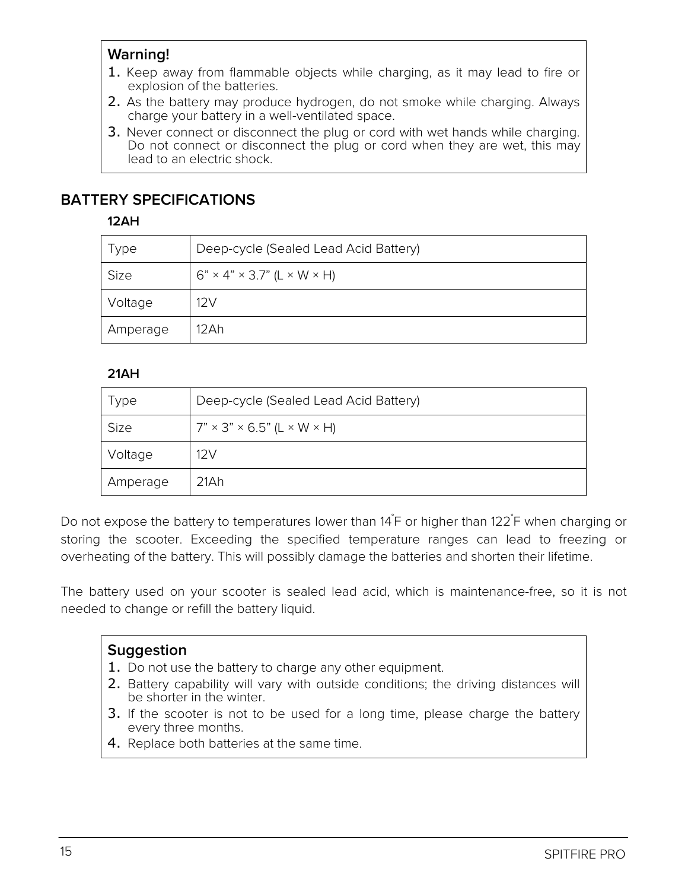**Warning!**

1. Keep away from flammable objects while charging, as it may lead to fire or explosion of the batteries.
2. As the battery may produce hydrogen, do not smoke while charging. Always charge your battery in a well-ventilated space.
3. Never connect or disconnect the plug or cord with wet hands while charging. Do not connect or disconnect the plug or cord when they are wet, this may lead to an electric shock.

## BATTERY SPECIFICATIONS

### 12AH

| Type | Deep-cycle (Sealed Lead Acid Battery) |
|---|---|
| Size | 6” × 4” × 3.7” (L × W × H) |
| Voltage | 12V |
| Amperage | 12Ah |

### 21AH

| Type | Deep-cycle (Sealed Lead Acid Battery) |
|---|---|
| Size | 7” × 3” × 6.5” (L × W × H) |
| Voltage | 12V |
| Amperage | 21Ah |

Do not expose the battery to temperatures lower than 14°F or higher than 122°F when charging or storing the scooter. Exceeding the specified temperature ranges can lead to freezing or overheating of the battery. This will possibly damage the batteries and shorten their lifetime.

The battery used on your scooter is sealed lead acid, which is maintenance-free, so it is not needed to change or refill the battery liquid.

**Suggestion**

1. Do not use the battery to charge any other equipment.
2. Battery capability will vary with outside conditions; the driving distances will be shorter in the winter.
3. If the scooter is not to be used for a long time, please charge the battery every three months.
4. Replace both batteries at the same time.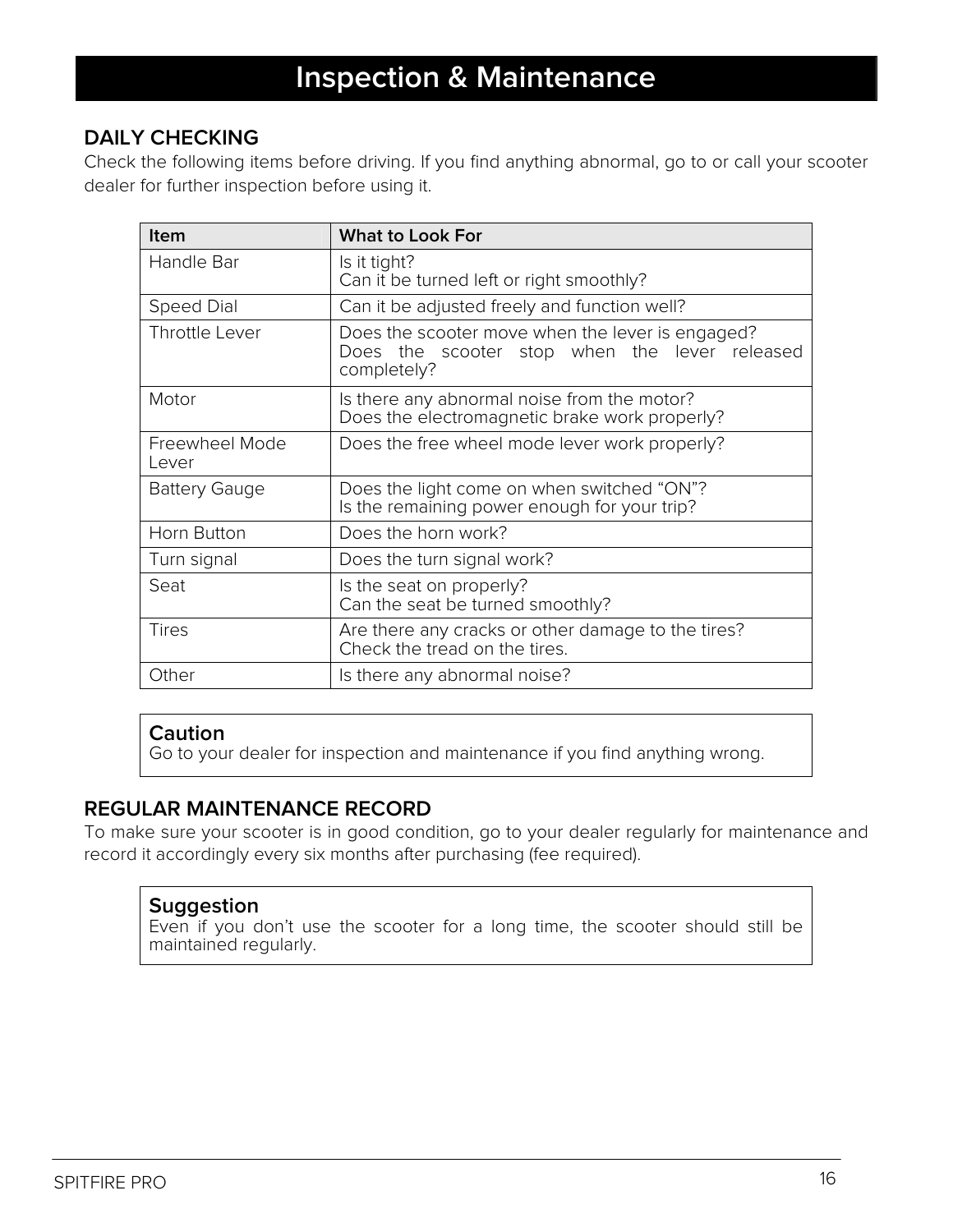# Inspection & Maintenance

## DAILY CHECKING

Check the following items before driving. If you find anything abnormal, go to or call your scooter dealer for further inspection before using it.

| Item | What to Look For |
| --- | --- |
| Handle Bar | Is it tight?<br>Can it be turned left or right smoothly? |
| Speed Dial | Can it be adjusted freely and function well? |
| Throttle Lever | Does the scooter move when the lever is engaged?<br>Does the scooter stop when the lever released completely? |
| Motor | Is there any abnormal noise from the motor?<br>Does the electromagnetic brake work properly? |
| Freewheel Mode Lever | Does the free wheel mode lever work properly? |
| Battery Gauge | Does the light come on when switched “ON”?<br>Is the remaining power enough for your trip? |
| Horn Button | Does the horn work? |
| Turn signal | Does the turn signal work? |
| Seat | Is the seat on properly?<br>Can the seat be turned smoothly? |
| Tires | Are there any cracks or other damage to the tires?<br>Check the tread on the tires. |
| Other | Is there any abnormal noise? |

**Caution**
Go to your dealer for inspection and maintenance if you find anything wrong.

## REGULAR MAINTENANCE RECORD

To make sure your scooter is in good condition, go to your dealer regularly for maintenance and record it accordingly every six months after purchasing (fee required).

**Suggestion**
Even if you don’t use the scooter for a long time, the scooter should still be maintained regularly.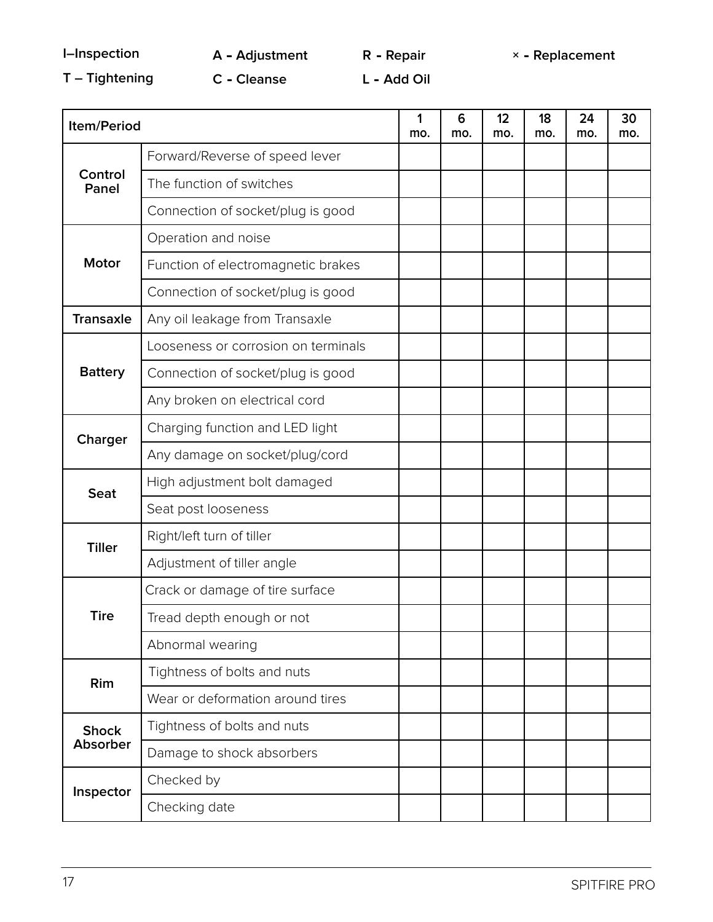**I–Inspection** **A - Adjustment** **R - Repair** **× - Replacement**

**T – Tightening** **C - Cleanse** **L - Add Oil**

| Item/Period | | 1 mo. | 6 mo. | 12 mo. | 18 mo. | 24 mo. | 30 mo. |
|---|---|---|---|---|---|---|---|
| **Control Panel** | Forward/Reverse of speed lever | | | | | | |
| | The function of switches | | | | | | |
| | Connection of socket/plug is good | | | | | | |
| **Motor** | Operation and noise | | | | | | |
| | Function of electromagnetic brakes | | | | | | |
| | Connection of socket/plug is good | | | | | | |
| **Transaxle** | Any oil leakage from Transaxle | | | | | | |
| **Battery** | Looseness or corrosion on terminals | | | | | | |
| | Connection of socket/plug is good | | | | | | |
| | Any broken on electrical cord | | | | | | |
| **Charger** | Charging function and LED light | | | | | | |
| | Any damage on socket/plug/cord | | | | | | |
| **Seat** | High adjustment bolt damaged | | | | | | |
| | Seat post looseness | | | | | | |
| **Tiller** | Right/left turn of tiller | | | | | | |
| | Adjustment of tiller angle | | | | | | |
| **Tire** | Crack or damage of tire surface | | | | | | |
| | Tread depth enough or not | | | | | | |
| | Abnormal wearing | | | | | | |
| **Rim** | Tightness of bolts and nuts | | | | | | |
| | Wear or deformation around tires | | | | | | |
| **Shock Absorber** | Tightness of bolts and nuts | | | | | | |
| | Damage to shock absorbers | | | | | | |
| **Inspector** | Checked by | | | | | | |
| | Checking date | | | | | | |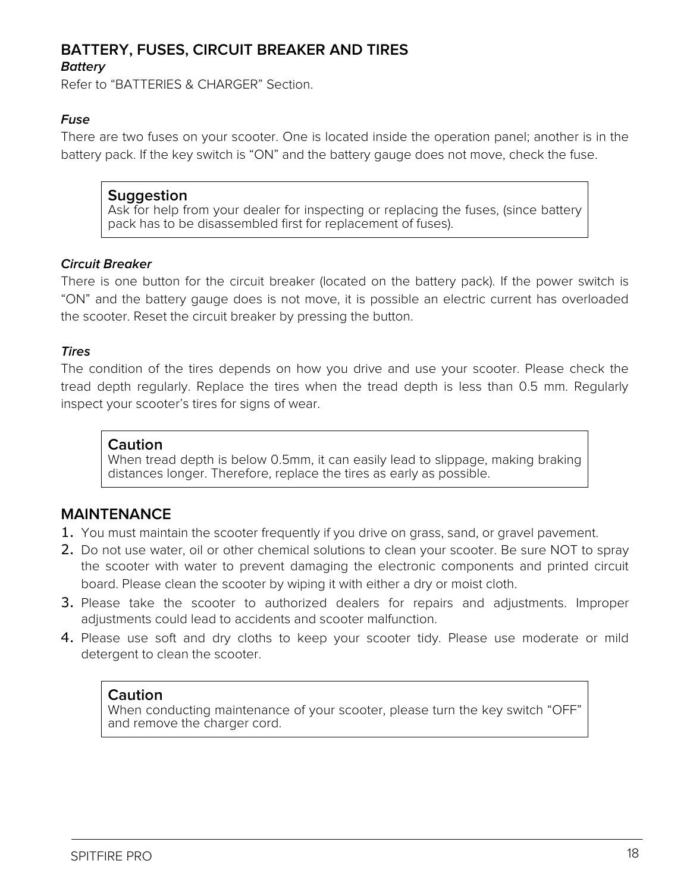## BATTERY, FUSES, CIRCUIT BREAKER AND TIRES

### *Battery*

Refer to "BATTERIES & CHARGER" Section.

### *Fuse*

There are two fuses on your scooter. One is located inside the operation panel; another is in the battery pack. If the key switch is "ON" and the battery gauge does not move, check the fuse.

> **Suggestion**
> Ask for help from your dealer for inspecting or replacing the fuses, (since battery pack has to be disassembled first for replacement of fuses).

### *Circuit Breaker*

There is one button for the circuit breaker (located on the battery pack). If the power switch is "ON" and the battery gauge does is not move, it is possible an electric current has overloaded the scooter. Reset the circuit breaker by pressing the button.

### *Tires*

The condition of the tires depends on how you drive and use your scooter. Please check the tread depth regularly. Replace the tires when the tread depth is less than 0.5 mm. Regularly inspect your scooter's tires for signs of wear.

> **Caution**
> When tread depth is below 0.5mm, it can easily lead to slippage, making braking distances longer. Therefore, replace the tires as early as possible.

## MAINTENANCE

1. You must maintain the scooter frequently if you drive on grass, sand, or gravel pavement.
2. Do not use water, oil or other chemical solutions to clean your scooter. Be sure NOT to spray the scooter with water to prevent damaging the electronic components and printed circuit board. Please clean the scooter by wiping it with either a dry or moist cloth.
3. Please take the scooter to authorized dealers for repairs and adjustments. Improper adjustments could lead to accidents and scooter malfunction.
4. Please use soft and dry cloths to keep your scooter tidy. Please use moderate or mild detergent to clean the scooter.

> **Caution**
> When conducting maintenance of your scooter, please turn the key switch "OFF" and remove the charger cord.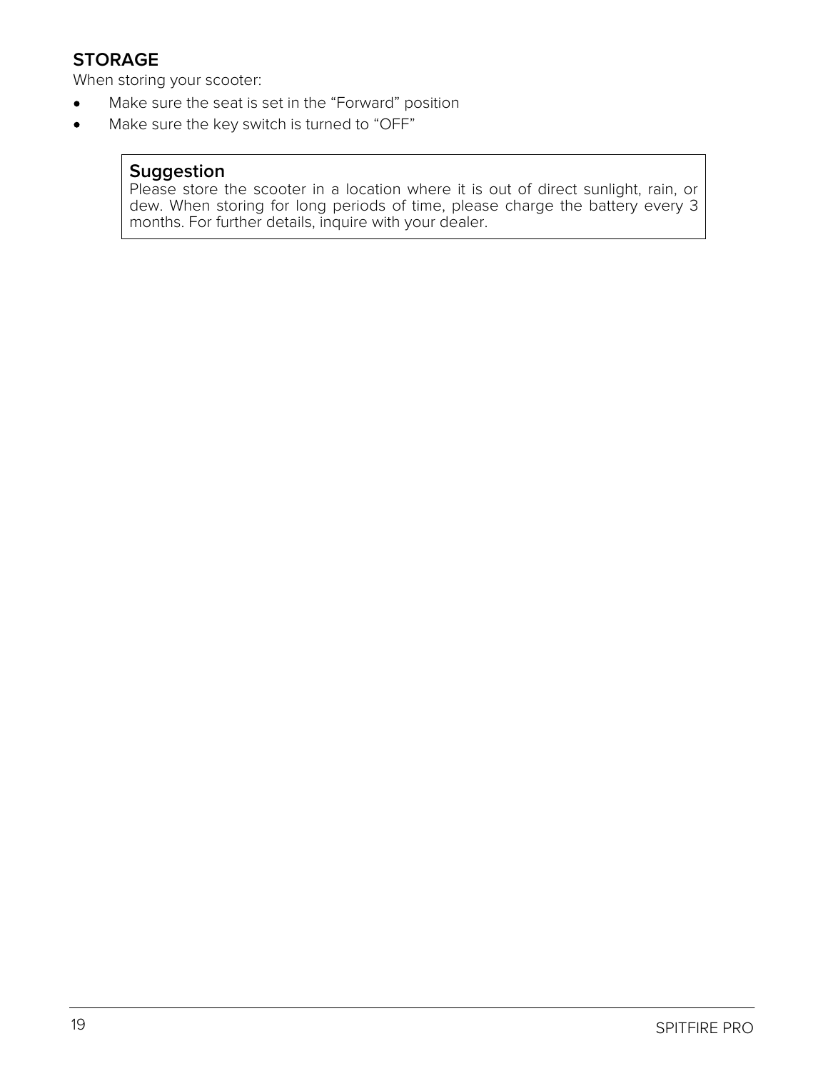## STORAGE

When storing your scooter:

- Make sure the seat is set in the “Forward” position
- Make sure the key switch is turned to “OFF”

> **Suggestion**
> Please store the scooter in a location where it is out of direct sunlight, rain, or dew. When storing for long periods of time, please charge the battery every 3 months. For further details, inquire with your dealer.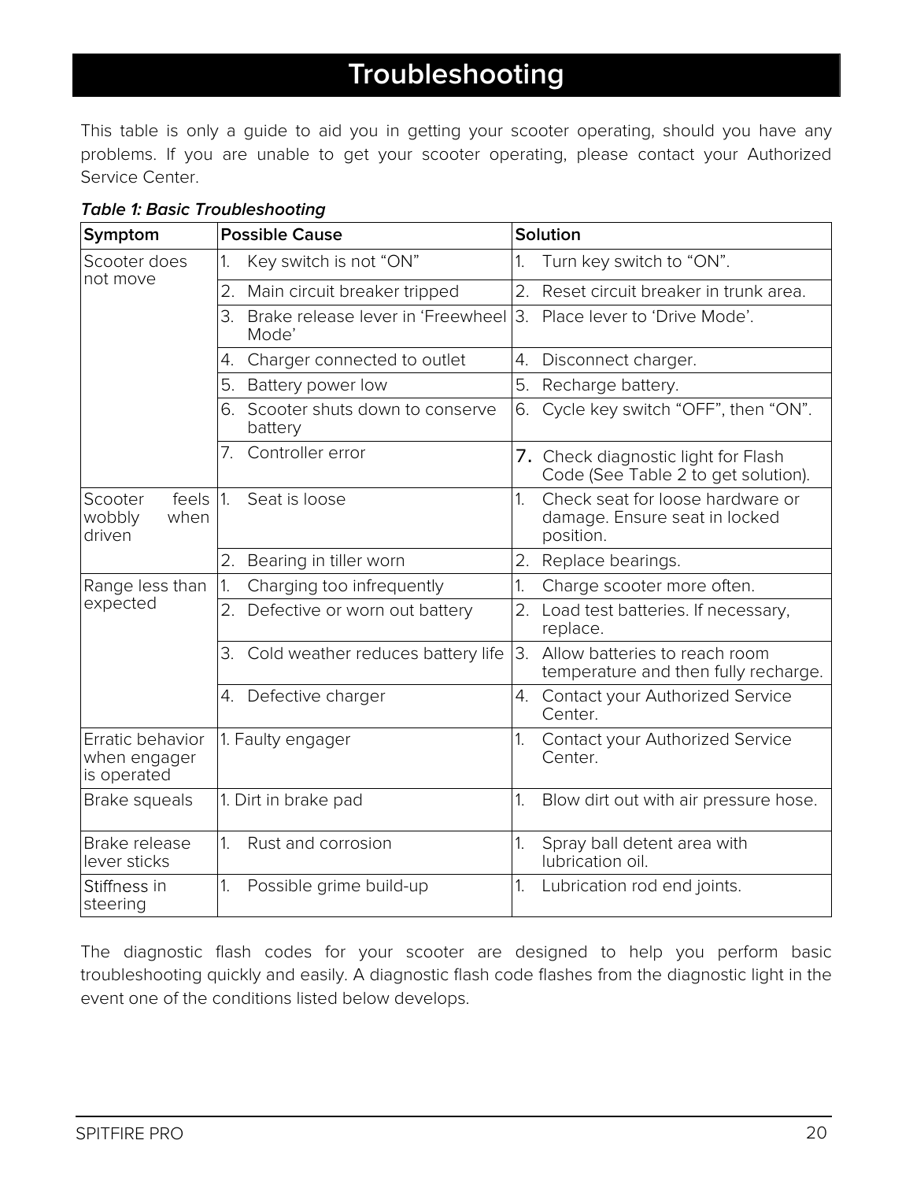# Troubleshooting

This table is only a guide to aid you in getting your scooter operating, should you have any problems. If you are unable to get your scooter operating, please contact your Authorized Service Center.

***Table 1: Basic Troubleshooting***

| Symptom | Possible Cause | Solution |
|---|---|---|
| Scooter does not move | 1. Key switch is not “ON” | 1. Turn key switch to “ON”. |
| | 2. Main circuit breaker tripped | 2. Reset circuit breaker in trunk area. |
| | 3. Brake release lever in ‘Freewheel Mode’ | 3. Place lever to ‘Drive Mode’. |
| | 4. Charger connected to outlet | 4. Disconnect charger. |
| | 5. Battery power low | 5. Recharge battery. |
| | 6. Scooter shuts down to conserve battery | 6. Cycle key switch “OFF”, then “ON”. |
| | 7. Controller error | 7. Check diagnostic light for Flash Code (See Table 2 to get solution). |
| Scooter feels wobbly when driven | 1. Seat is loose | 1. Check seat for loose hardware or damage. Ensure seat in locked position. |
| | 2. Bearing in tiller worn | 2. Replace bearings. |
| Range less than expected | 1. Charging too infrequently | 1. Charge scooter more often. |
| | 2. Defective or worn out battery | 2. Load test batteries. If necessary, replace. |
| | 3. Cold weather reduces battery life | 3. Allow batteries to reach room temperature and then fully recharge. |
| | 4. Defective charger | 4. Contact your Authorized Service Center. |
| Erratic behavior when engager is operated | 1. Faulty engager | 1. Contact your Authorized Service Center. |
| Brake squeals | 1. Dirt in brake pad | 1. Blow dirt out with air pressure hose. |
| Brake release lever sticks | 1. Rust and corrosion | 1. Spray ball detent area with lubrication oil. |
| Stiffness in steering | 1. Possible grime build-up | 1. Lubrication rod end joints. |

The diagnostic flash codes for your scooter are designed to help you perform basic troubleshooting quickly and easily. A diagnostic flash code flashes from the diagnostic light in the event one of the conditions listed below develops.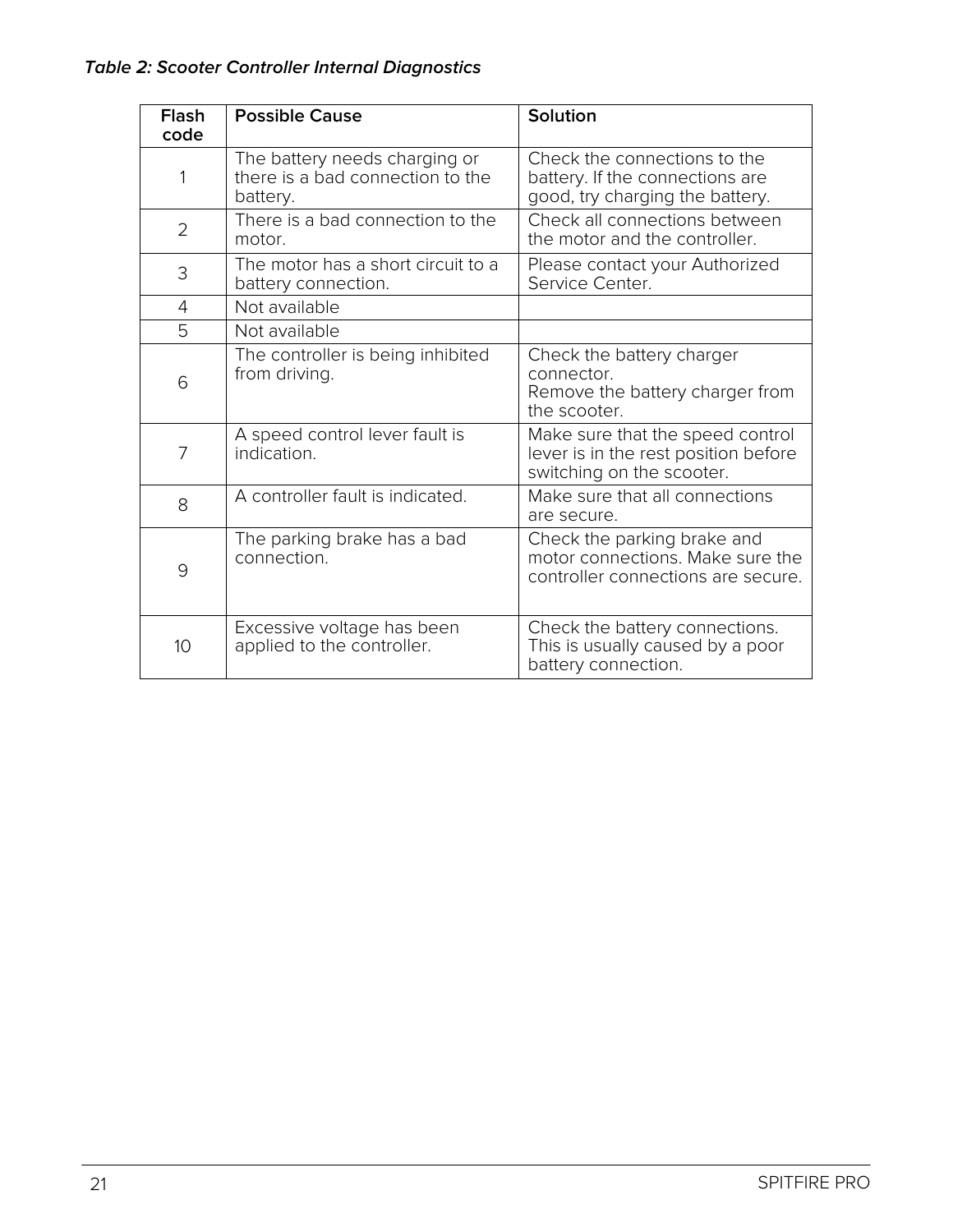***Table 2: Scooter Controller Internal Diagnostics***

| Flash code | Possible Cause | Solution |
|---|---|---|
| 1 | The battery needs charging or there is a bad connection to the battery. | Check the connections to the battery. If the connections are good, try charging the battery. |
| 2 | There is a bad connection to the motor. | Check all connections between the motor and the controller. |
| 3 | The motor has a short circuit to a battery connection. | Please contact your Authorized Service Center. |
| 4 | Not available | |
| 5 | Not available | |
| 6 | The controller is being inhibited from driving. | Check the battery charger connector.<br>Remove the battery charger from the scooter. |
| 7 | A speed control lever fault is indication. | Make sure that the speed control lever is in the rest position before switching on the scooter. |
| 8 | A controller fault is indicated. | Make sure that all connections are secure. |
| 9 | The parking brake has a bad connection. | Check the parking brake and motor connections. Make sure the controller connections are secure. |
| 10 | Excessive voltage has been applied to the controller. | Check the battery connections. This is usually caused by a poor battery connection. |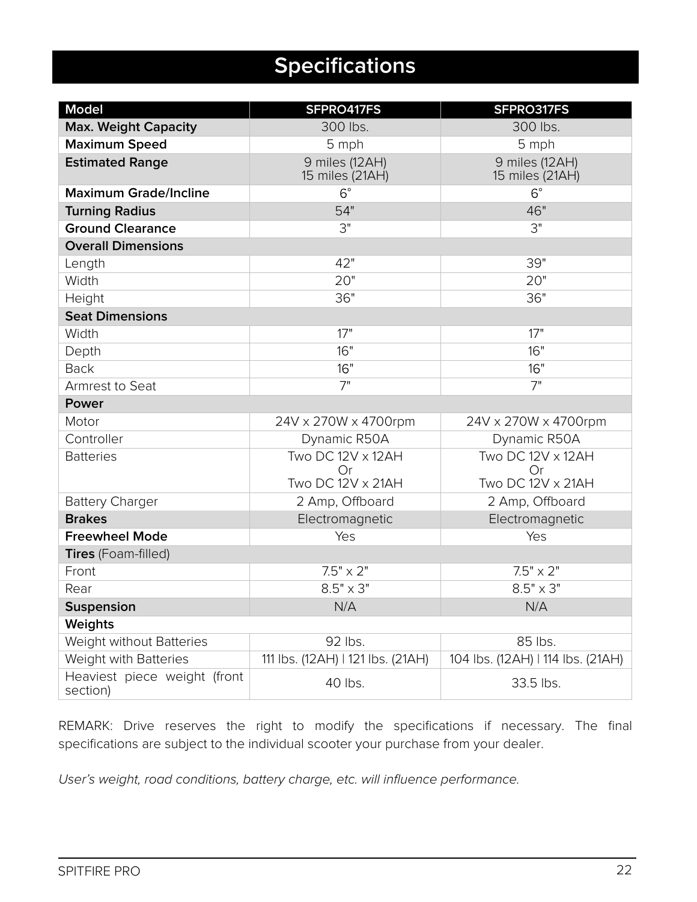# Specifications

| Model | SFPRO417FS | SFPRO317FS |
|---|---|---|
| **Max. Weight Capacity** | 300 lbs. | 300 lbs. |
| **Maximum Speed** | 5 mph | 5 mph |
| **Estimated Range** | 9 miles (12AH)<br>15 miles (21AH) | 9 miles (12AH)<br>15 miles (21AH) |
| **Maximum Grade/Incline** | 6° | 6° |
| **Turning Radius** | 54" | 46" |
| **Ground Clearance** | 3" | 3" |
| **Overall Dimensions** | | |
| Length | 42" | 39" |
| Width | 20" | 20" |
| Height | 36" | 36" |
| **Seat Dimensions** | | |
| Width | 17" | 17" |
| Depth | 16" | 16" |
| Back | 16" | 16" |
| Armrest to Seat | 7" | 7" |
| **Power** | | |
| Motor | 24V x 270W x 4700rpm | 24V x 270W x 4700rpm |
| Controller | Dynamic R50A | Dynamic R50A |
| Batteries | Two DC 12V x 12AH<br>Or<br>Two DC 12V x 21AH | Two DC 12V x 12AH<br>Or<br>Two DC 12V x 21AH |
| Battery Charger | 2 Amp, Offboard | 2 Amp, Offboard |
| **Brakes** | Electromagnetic | Electromagnetic |
| **Freewheel Mode** | Yes | Yes |
| **Tires** (Foam-filled) | | |
| Front | 7.5" x 2" | 7.5" x 2" |
| Rear | 8.5" x 3" | 8.5" x 3" |
| **Suspension** | N/A | N/A |
| **Weights** | | |
| Weight without Batteries | 92 lbs. | 85 lbs. |
| Weight with Batteries | 111 lbs. (12AH) \| 121 lbs. (21AH) | 104 lbs. (12AH) \| 114 lbs. (21AH) |
| Heaviest piece weight (front section) | 40 lbs. | 33.5 lbs. |

REMARK: Drive reserves the right to modify the specifications if necessary. The final specifications are subject to the individual scooter your purchase from your dealer.

*User's weight, road conditions, battery charge, etc. will influence performance.*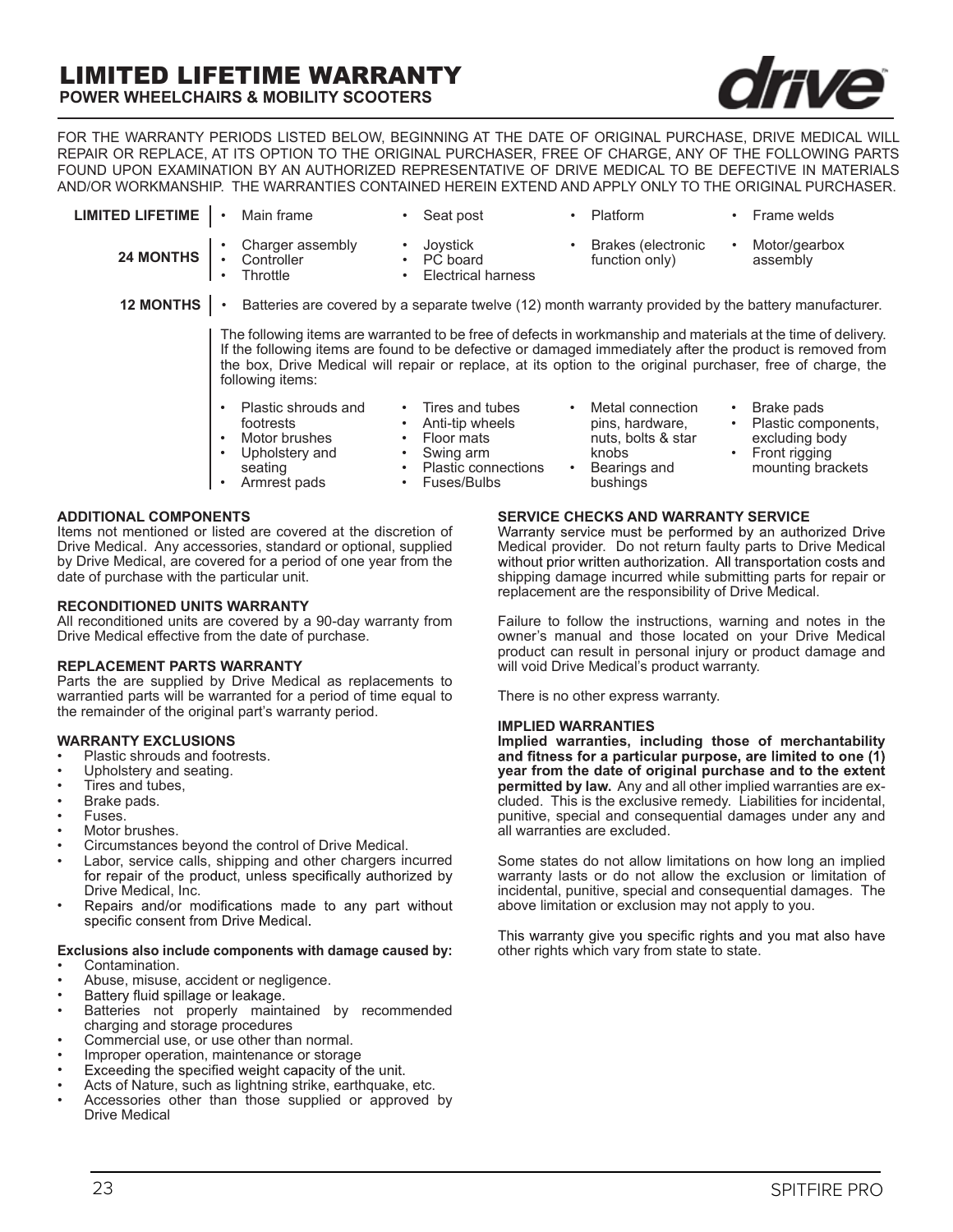# LIMITED LIFETIME WARRANTY

**POWER WHEELCHAIRS & MOBILITY SCOOTERS**

FOR THE WARRANTY PERIODS LISTED BELOW, BEGINNING AT THE DATE OF ORIGINAL PURCHASE, DRIVE MEDICAL WILL REPAIR OR REPLACE, AT ITS OPTION TO THE ORIGINAL PURCHASER, FREE OF CHARGE, ANY OF THE FOLLOWING PARTS FOUND UPON EXAMINATION BY AN AUTHORIZED REPRESENTATIVE OF DRIVE MEDICAL TO BE DEFECTIVE IN MATERIALS AND/OR WORKMANSHIP. THE WARRANTIES CONTAINED HEREIN EXTEND AND APPLY ONLY TO THE ORIGINAL PURCHASER.

**LIMITED LIFETIME**

- Main frame
- Seat post
- Platform
- Frame welds

**24 MONTHS**

- Charger assembly
- Controller
- Throttle
- Joystick
- PC board
- Electrical harness
- Brakes (electronic function only)
- Motor/gearbox assembly

**12 MONTHS**

- Batteries are covered by a separate twelve (12) month warranty provided by the battery manufacturer.

The following items are warranted to be free of defects in workmanship and materials at the time of delivery. If the following items are found to be defective or damaged immediately after the product is removed from the box, Drive Medical will repair or replace, at its option to the original purchaser, free of charge, the following items:

- Plastic shrouds and footrests
- Motor brushes
- Upholstery and seating
- Armrest pads
- Tires and tubes
- Anti-tip wheels
- Floor mats
- Swing arm
- Plastic connections
- Fuses/Bulbs
- Metal connection pins, hardware, nuts, bolts & star knobs
- Bearings and bushings
- Brake pads
- Plastic components, excluding body
- Front rigging mounting brackets

**ADDITIONAL COMPONENTS**

Items not mentioned or listed are covered at the discretion of Drive Medical. Any accessories, standard or optional, supplied by Drive Medical, are covered for a period of one year from the date of purchase with the particular unit.

**RECONDITIONED UNITS WARRANTY**

All reconditioned units are covered by a 90-day warranty from Drive Medical effective from the date of purchase.

**REPLACEMENT PARTS WARRANTY**

Parts the are supplied by Drive Medical as replacements to warrantied parts will be warranted for a period of time equal to the remainder of the original part's warranty period.

**WARRANTY EXCLUSIONS**

- Plastic shrouds and footrests.
- Upholstery and seating.
- Tires and tubes,
- Brake pads.
- Fuses.
- Motor brushes.
- Circumstances beyond the control of Drive Medical.
- Labor, service calls, shipping and other chargers incurred for repair of the product, unless specifically authorized by Drive Medical, Inc.
- Repairs and/or modifications made to any part without specific consent from Drive Medical.

**Exclusions also include components with damage caused by:**

- Contamination.
- Abuse, misuse, accident or negligence.
- Battery fluid spillage or leakage.
- Batteries not properly maintained by recommended charging and storage procedures
- Commercial use, or use other than normal.
- Improper operation, maintenance or storage
- Exceeding the specified weight capacity of the unit.
- Acts of Nature, such as lightning strike, earthquake, etc.
- Accessories other than those supplied or approved by Drive Medical

**SERVICE CHECKS AND WARRANTY SERVICE**

Warranty service must be performed by an authorized Drive Medical provider. Do not return faulty parts to Drive Medical without prior written authorization. All transportation costs and shipping damage incurred while submitting parts for repair or replacement are the responsibility of Drive Medical.

Failure to follow the instructions, warning and notes in the owner's manual and those located on your Drive Medical product can result in personal injury or product damage and will void Drive Medical's product warranty.

There is no other express warranty.

**IMPLIED WARRANTIES**

**Implied warranties, including those of merchantability and fitness for a particular purpose, are limited to one (1) year from the date of original purchase and to the extent permitted by law.** Any and all other implied warranties are excluded. This is the exclusive remedy. Liabilities for incidental, punitive, special and consequential damages under any and all warranties are excluded.

Some states do not allow limitations on how long an implied warranty lasts or do not allow the exclusion or limitation of incidental, punitive, special and consequential damages. The above limitation or exclusion may not apply to you.

This warranty give you specific rights and you mat also have other rights which vary from state to state.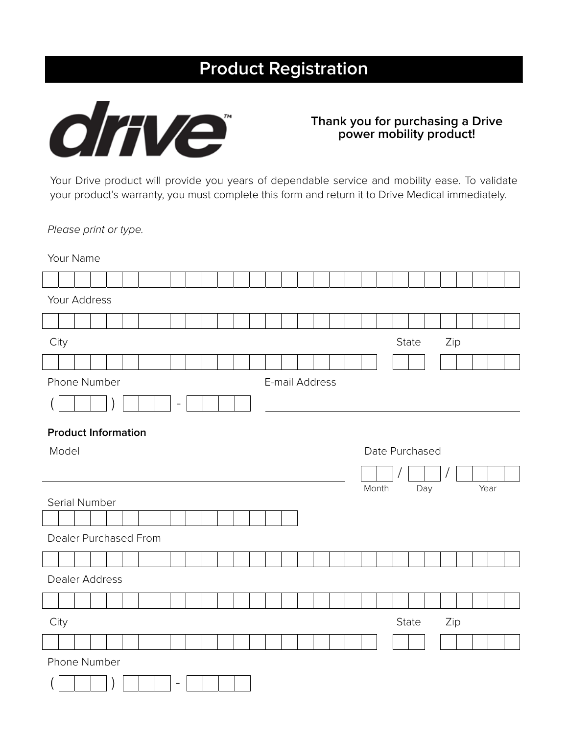# Product Registration

drive™

**Thank you for purchasing a Drive power mobility product!**

Your Drive product will provide you years of dependable service and mobility ease. To validate your product's warranty, you must complete this form and return it to Drive Medical immediately.

*Please print or type.*

Your Name

Your Address

City State Zip

Phone Number ( ) - E-mail Address

**Product Information**

Model

Date Purchased / / (Month Day Year)

Serial Number

Dealer Purchased From

Dealer Address

City State Zip

Phone Number ( ) -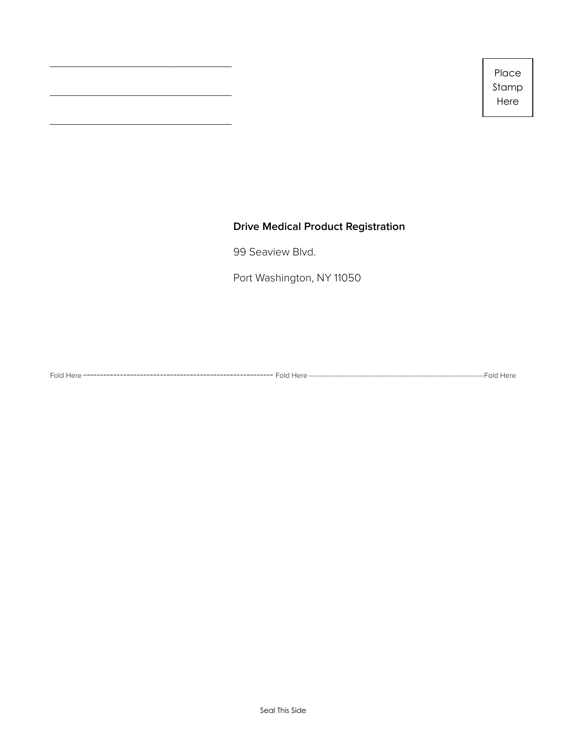\_\_\_\_\_\_\_\_\_\_\_\_\_\_\_\_\_\_\_\_\_\_\_\_\_\_\_\_\_\_\_\_\_\_\_\_

\_\_\_\_\_\_\_\_\_\_\_\_\_\_\_\_\_\_\_\_\_\_\_\_\_\_\_\_\_\_\_\_\_\_\_\_

\_\_\_\_\_\_\_\_\_\_\_\_\_\_\_\_\_\_\_\_\_\_\_\_\_\_\_\_\_\_\_\_\_\_\_\_

Place Stamp Here

**Drive Medical Product Registration**

99 Seaview Blvd.

Port Washington, NY 11050

Fold Here ------------------------------------------------------- Fold Here ------------------------------------------------------------------------------------------Fold Here

Seal This Side